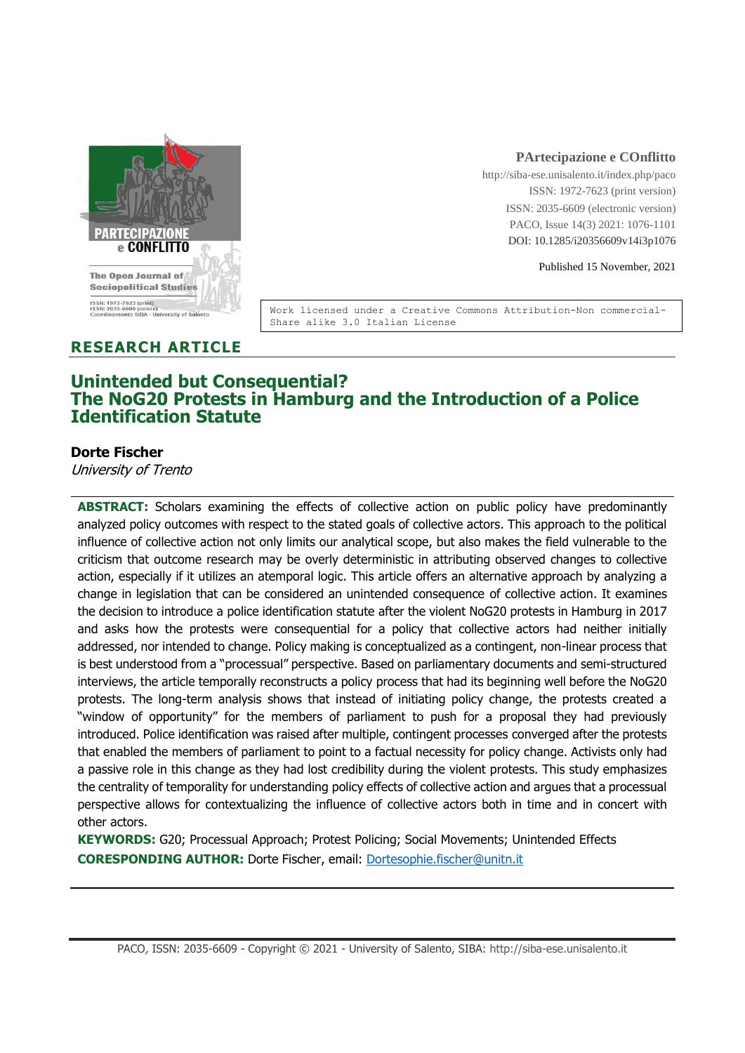**PArtecipazione e COnflitto**
http://siba-ese.unisalento.it/index.php/paco
ISSN: 1972-7623 (print version)
ISSN: 2035-6609 (electronic version)
PACO, Issue 14(3) 2021: 1076-1101
DOI: 10.1285/i20356609v14i3p1076

Published 15 November, 2021

Work licensed under a Creative Commons Attribution-Non commercial-Share alike 3.0 Italian License

**RESEARCH ARTICLE**

# Unintended but Consequential? The NoG20 Protests in Hamburg and the Introduction of a Police Identification Statute

**Dorte Fischer**
*University of Trento*

**ABSTRACT:** Scholars examining the effects of collective action on public policy have predominantly analyzed policy outcomes with respect to the stated goals of collective actors. This approach to the political influence of collective action not only limits our analytical scope, but also makes the field vulnerable to the criticism that outcome research may be overly deterministic in attributing observed changes to collective action, especially if it utilizes an atemporal logic. This article offers an alternative approach by analyzing a change in legislation that can be considered an unintended consequence of collective action. It examines the decision to introduce a police identification statute after the violent NoG20 protests in Hamburg in 2017 and asks how the protests were consequential for a policy that collective actors had neither initially addressed, nor intended to change. Policy making is conceptualized as a contingent, non-linear process that is best understood from a "processual" perspective. Based on parliamentary documents and semi-structured interviews, the article temporally reconstructs a policy process that had its beginning well before the NoG20 protests. The long-term analysis shows that instead of initiating policy change, the protests created a "window of opportunity" for the members of parliament to push for a proposal they had previously introduced. Police identification was raised after multiple, contingent processes converged after the protests that enabled the members of parliament to point to a factual necessity for policy change. Activists only had a passive role in this change as they had lost credibility during the violent protests. This study emphasizes the centrality of temporality for understanding policy effects of collective action and argues that a processual perspective allows for contextualizing the influence of collective actors both in time and in concert with other actors.

**KEYWORDS:** G20; Processual Approach; Protest Policing; Social Movements; Unintended Effects

**CORESPONDING AUTHOR:** Dorte Fischer, email: Dortesophie.fischer@unitn.it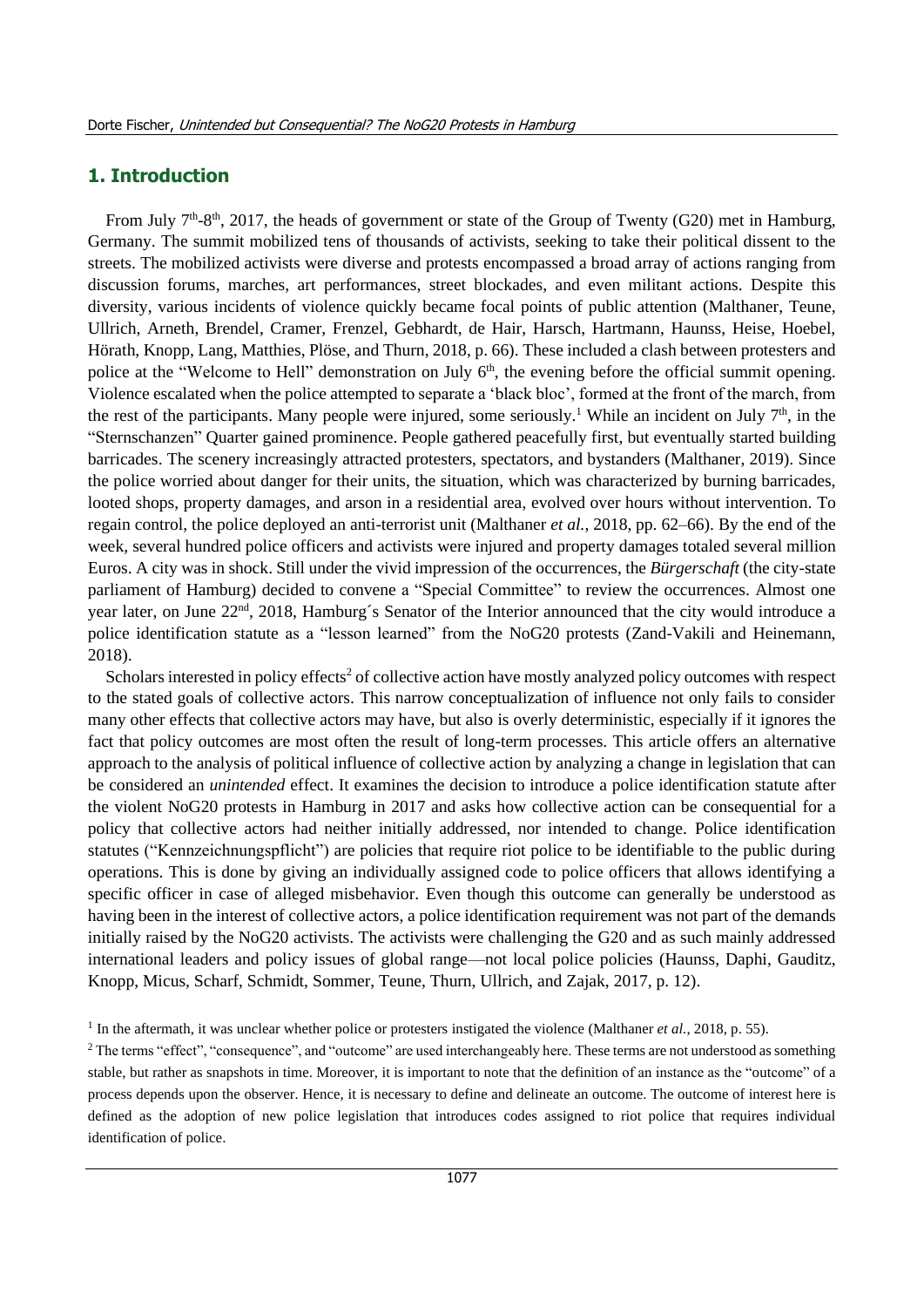## 1. Introduction

From July 7th-8th, 2017, the heads of government or state of the Group of Twenty (G20) met in Hamburg, Germany. The summit mobilized tens of thousands of activists, seeking to take their political dissent to the streets. The mobilized activists were diverse and protests encompassed a broad array of actions ranging from discussion forums, marches, art performances, street blockades, and even militant actions. Despite this diversity, various incidents of violence quickly became focal points of public attention (Malthaner, Teune, Ullrich, Arneth, Brendel, Cramer, Frenzel, Gebhardt, de Hair, Harsch, Hartmann, Haunss, Heise, Hoebel, Hörath, Knopp, Lang, Matthies, Plöse, and Thurn, 2018, p. 66). These included a clash between protesters and police at the "Welcome to Hell" demonstration on July 6th, the evening before the official summit opening. Violence escalated when the police attempted to separate a 'black bloc', formed at the front of the march, from the rest of the participants. Many people were injured, some seriously.[1] While an incident on July 7th, in the "Sternschanzen" Quarter gained prominence. People gathered peacefully first, but eventually started building barricades. The scenery increasingly attracted protesters, spectators, and bystanders (Malthaner, 2019). Since the police worried about danger for their units, the situation, which was characterized by burning barricades, looted shops, property damages, and arson in a residential area, evolved over hours without intervention. To regain control, the police deployed an anti-terrorist unit (Malthaner *et al.*, 2018, pp. 62–66). By the end of the week, several hundred police officers and activists were injured and property damages totaled several million Euros. A city was in shock. Still under the vivid impression of the occurrences, the *Bürgerschaft* (the city-state parliament of Hamburg) decided to convene a "Special Committee" to review the occurrences. Almost one year later, on June 22nd, 2018, Hamburg´s Senator of the Interior announced that the city would introduce a police identification statute as a "lesson learned" from the NoG20 protests (Zand-Vakili and Heinemann, 2018).

Scholars interested in policy effects[2] of collective action have mostly analyzed policy outcomes with respect to the stated goals of collective actors. This narrow conceptualization of influence not only fails to consider many other effects that collective actors may have, but also is overly deterministic, especially if it ignores the fact that policy outcomes are most often the result of long-term processes. This article offers an alternative approach to the analysis of political influence of collective action by analyzing a change in legislation that can be considered an *unintended* effect. It examines the decision to introduce a police identification statute after the violent NoG20 protests in Hamburg in 2017 and asks how collective action can be consequential for a policy that collective actors had neither initially addressed, nor intended to change. Police identification statutes ("Kennzeichnungspflicht") are policies that require riot police to be identifiable to the public during operations. This is done by giving an individually assigned code to police officers that allows identifying a specific officer in case of alleged misbehavior. Even though this outcome can generally be understood as having been in the interest of collective actors, a police identification requirement was not part of the demands initially raised by the NoG20 activists. The activists were challenging the G20 and as such mainly addressed international leaders and policy issues of global range—not local police policies (Haunss, Daphi, Gauditz, Knopp, Micus, Scharf, Schmidt, Sommer, Teune, Thurn, Ullrich, and Zajak, 2017, p. 12).

[1] In the aftermath, it was unclear whether police or protesters instigated the violence (Malthaner *et al.*, 2018, p. 55).

[2] The terms "effect", "consequence", and "outcome" are used interchangeably here. These terms are not understood as something stable, but rather as snapshots in time. Moreover, it is important to note that the definition of an instance as the "outcome" of a process depends upon the observer. Hence, it is necessary to define and delineate an outcome. The outcome of interest here is defined as the adoption of new police legislation that introduces codes assigned to riot police that requires individual identification of police.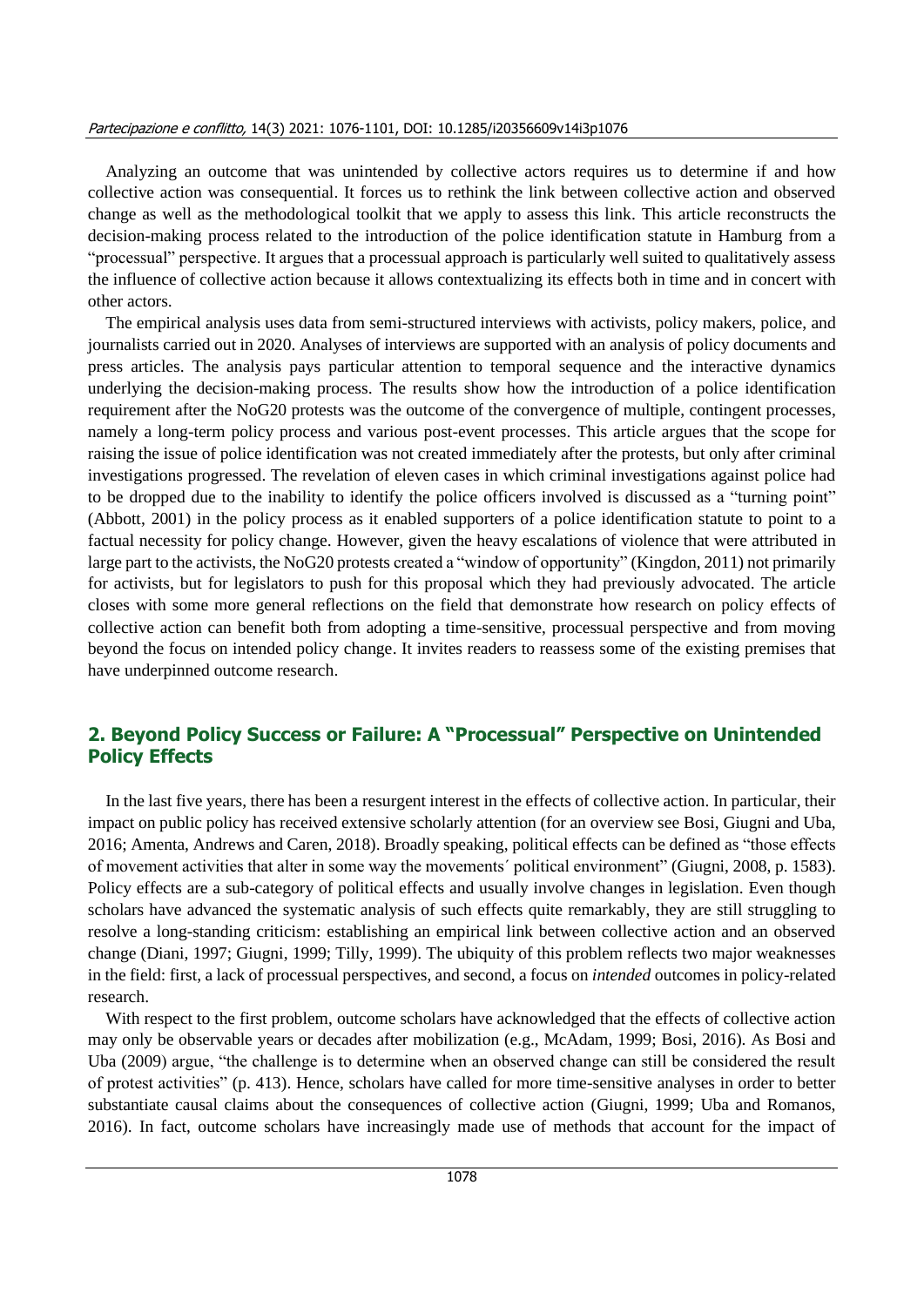Analyzing an outcome that was unintended by collective actors requires us to determine if and how collective action was consequential. It forces us to rethink the link between collective action and observed change as well as the methodological toolkit that we apply to assess this link. This article reconstructs the decision-making process related to the introduction of the police identification statute in Hamburg from a "processual" perspective. It argues that a processual approach is particularly well suited to qualitatively assess the influence of collective action because it allows contextualizing its effects both in time and in concert with other actors.

The empirical analysis uses data from semi-structured interviews with activists, policy makers, police, and journalists carried out in 2020. Analyses of interviews are supported with an analysis of policy documents and press articles. The analysis pays particular attention to temporal sequence and the interactive dynamics underlying the decision-making process. The results show how the introduction of a police identification requirement after the NoG20 protests was the outcome of the convergence of multiple, contingent processes, namely a long-term policy process and various post-event processes. This article argues that the scope for raising the issue of police identification was not created immediately after the protests, but only after criminal investigations progressed. The revelation of eleven cases in which criminal investigations against police had to be dropped due to the inability to identify the police officers involved is discussed as a "turning point" (Abbott, 2001) in the policy process as it enabled supporters of a police identification statute to point to a factual necessity for policy change. However, given the heavy escalations of violence that were attributed in large part to the activists, the NoG20 protests created a "window of opportunity" (Kingdon, 2011) not primarily for activists, but for legislators to push for this proposal which they had previously advocated. The article closes with some more general reflections on the field that demonstrate how research on policy effects of collective action can benefit both from adopting a time-sensitive, processual perspective and from moving beyond the focus on intended policy change. It invites readers to reassess some of the existing premises that have underpinned outcome research.

## 2. Beyond Policy Success or Failure: A "Processual" Perspective on Unintended Policy Effects

In the last five years, there has been a resurgent interest in the effects of collective action. In particular, their impact on public policy has received extensive scholarly attention (for an overview see Bosi, Giugni and Uba, 2016; Amenta, Andrews and Caren, 2018). Broadly speaking, political effects can be defined as "those effects of movement activities that alter in some way the movements´ political environment" (Giugni, 2008, p. 1583). Policy effects are a sub-category of political effects and usually involve changes in legislation. Even though scholars have advanced the systematic analysis of such effects quite remarkably, they are still struggling to resolve a long-standing criticism: establishing an empirical link between collective action and an observed change (Diani, 1997; Giugni, 1999; Tilly, 1999). The ubiquity of this problem reflects two major weaknesses in the field: first, a lack of processual perspectives, and second, a focus on *intended* outcomes in policy-related research.

With respect to the first problem, outcome scholars have acknowledged that the effects of collective action may only be observable years or decades after mobilization (e.g., McAdam, 1999; Bosi, 2016). As Bosi and Uba (2009) argue, "the challenge is to determine when an observed change can still be considered the result of protest activities" (p. 413). Hence, scholars have called for more time-sensitive analyses in order to better substantiate causal claims about the consequences of collective action (Giugni, 1999; Uba and Romanos, 2016). In fact, outcome scholars have increasingly made use of methods that account for the impact of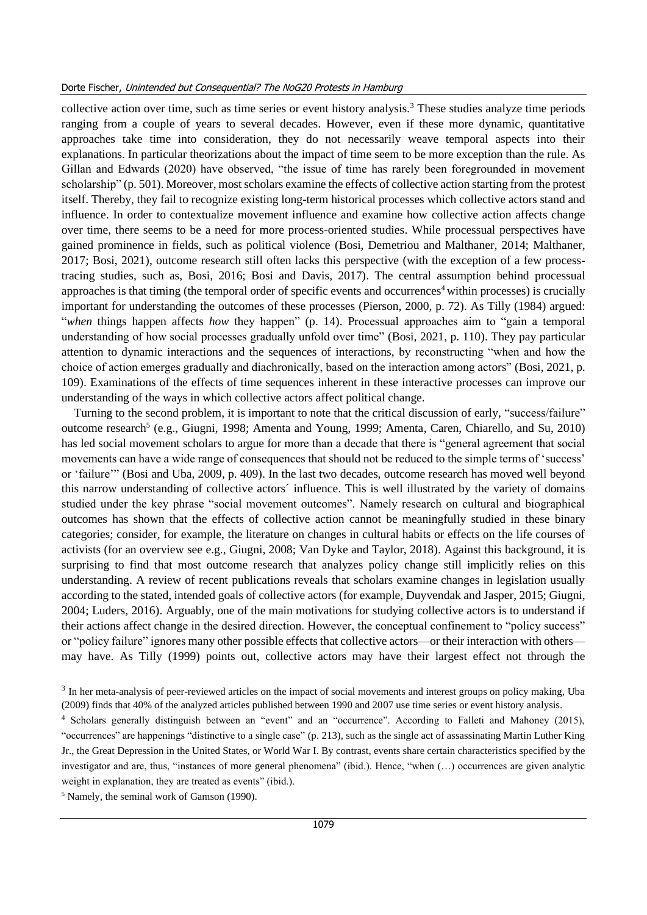collective action over time, such as time series or event history analysis.[3] These studies analyze time periods ranging from a couple of years to several decades. However, even if these more dynamic, quantitative approaches take time into consideration, they do not necessarily weave temporal aspects into their explanations. In particular theorizations about the impact of time seem to be more exception than the rule. As Gillan and Edwards (2020) have observed, "the issue of time has rarely been foregrounded in movement scholarship" (p. 501). Moreover, most scholars examine the effects of collective action starting from the protest itself. Thereby, they fail to recognize existing long-term historical processes which collective actors stand and influence. In order to contextualize movement influence and examine how collective action affects change over time, there seems to be a need for more process-oriented studies. While processual perspectives have gained prominence in fields, such as political violence (Bosi, Demetriou and Malthaner, 2014; Malthaner, 2017; Bosi, 2021), outcome research still often lacks this perspective (with the exception of a few process-tracing studies, such as, Bosi, 2016; Bosi and Davis, 2017). The central assumption behind processual approaches is that timing (the temporal order of specific events and occurrences[4] within processes) is crucially important for understanding the outcomes of these processes (Pierson, 2000, p. 72). As Tilly (1984) argued: "*when* things happen affects *how* they happen" (p. 14). Processual approaches aim to "gain a temporal understanding of how social processes gradually unfold over time" (Bosi, 2021, p. 110). They pay particular attention to dynamic interactions and the sequences of interactions, by reconstructing "when and how the choice of action emerges gradually and diachronically, based on the interaction among actors" (Bosi, 2021, p. 109). Examinations of the effects of time sequences inherent in these interactive processes can improve our understanding of the ways in which collective actors affect political change.

Turning to the second problem, it is important to note that the critical discussion of early, "success/failure" outcome research[5] (e.g., Giugni, 1998; Amenta and Young, 1999; Amenta, Caren, Chiarello, and Su, 2010) has led social movement scholars to argue for more than a decade that there is "general agreement that social movements can have a wide range of consequences that should not be reduced to the simple terms of 'success' or 'failure'" (Bosi and Uba, 2009, p. 409). In the last two decades, outcome research has moved well beyond this narrow understanding of collective actors´ influence. This is well illustrated by the variety of domains studied under the key phrase "social movement outcomes". Namely research on cultural and biographical outcomes has shown that the effects of collective action cannot be meaningfully studied in these binary categories; consider, for example, the literature on changes in cultural habits or effects on the life courses of activists (for an overview see e.g., Giugni, 2008; Van Dyke and Taylor, 2018). Against this background, it is surprising to find that most outcome research that analyzes policy change still implicitly relies on this understanding. A review of recent publications reveals that scholars examine changes in legislation usually according to the stated, intended goals of collective actors (for example, Duyvendak and Jasper, 2015; Giugni, 2004; Luders, 2016). Arguably, one of the main motivations for studying collective actors is to understand if their actions affect change in the desired direction. However, the conceptual confinement to "policy success" or "policy failure" ignores many other possible effects that collective actors—or their interaction with others—may have. As Tilly (1999) points out, collective actors may have their largest effect not through the

[3] In her meta-analysis of peer-reviewed articles on the impact of social movements and interest groups on policy making, Uba (2009) finds that 40% of the analyzed articles published between 1990 and 2007 use time series or event history analysis.

[4] Scholars generally distinguish between an "event" and an "occurrence". According to Falleti and Mahoney (2015), "occurrences" are happenings "distinctive to a single case" (p. 213), such as the single act of assassinating Martin Luther King Jr., the Great Depression in the United States, or World War I. By contrast, events share certain characteristics specified by the investigator and are, thus, "instances of more general phenomena" (ibid.). Hence, "when (…) occurrences are given analytic weight in explanation, they are treated as events" (ibid.).

[5] Namely, the seminal work of Gamson (1990).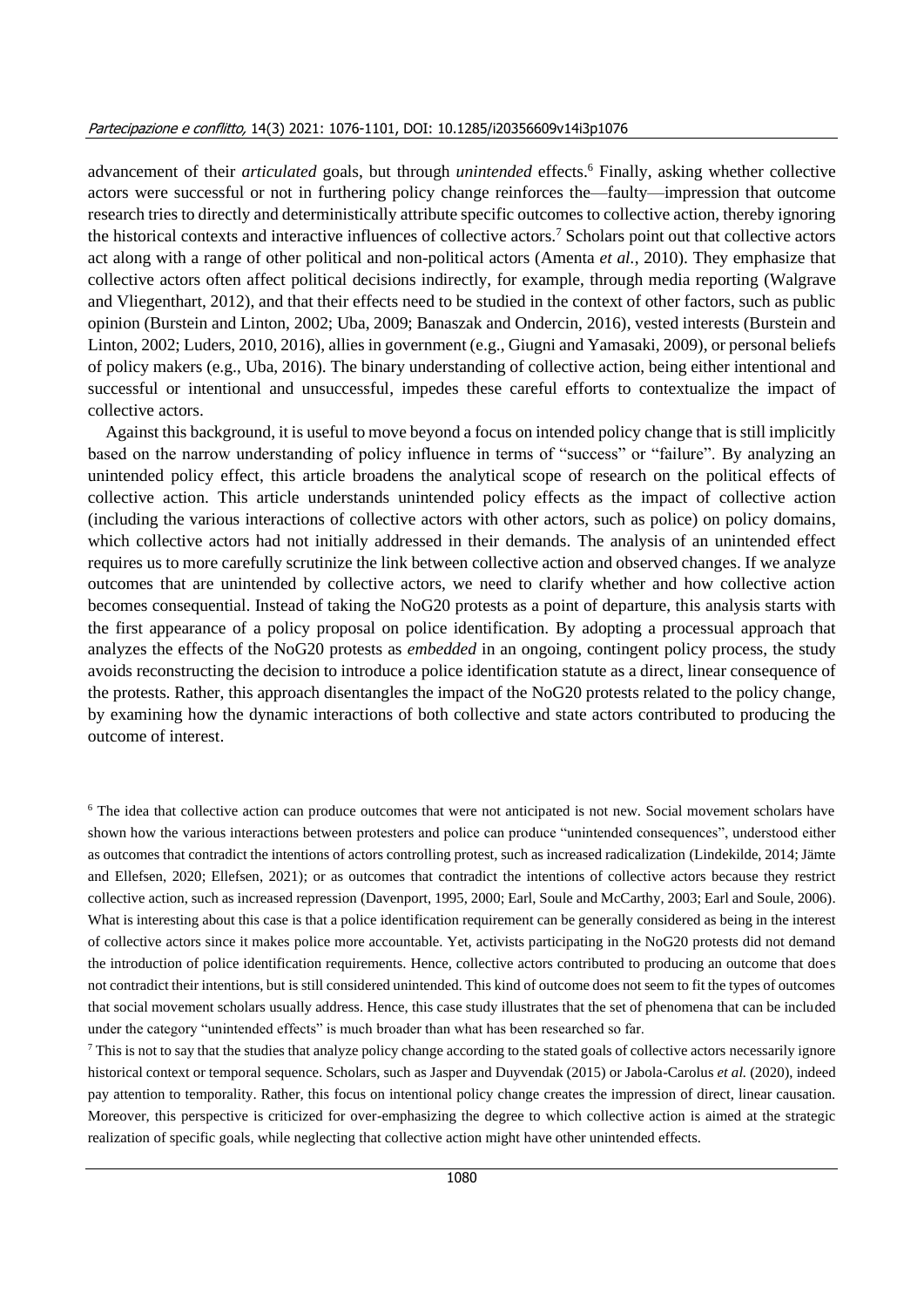advancement of their *articulated* goals, but through *unintended* effects.[6] Finally, asking whether collective actors were successful or not in furthering policy change reinforces the—faulty—impression that outcome research tries to directly and deterministically attribute specific outcomes to collective action, thereby ignoring the historical contexts and interactive influences of collective actors.[7] Scholars point out that collective actors act along with a range of other political and non-political actors (Amenta *et al.*, 2010). They emphasize that collective actors often affect political decisions indirectly, for example, through media reporting (Walgrave and Vliegenthart, 2012), and that their effects need to be studied in the context of other factors, such as public opinion (Burstein and Linton, 2002; Uba, 2009; Banaszak and Ondercin, 2016), vested interests (Burstein and Linton, 2002; Luders, 2010, 2016), allies in government (e.g., Giugni and Yamasaki, 2009), or personal beliefs of policy makers (e.g., Uba, 2016). The binary understanding of collective action, being either intentional and successful or intentional and unsuccessful, impedes these careful efforts to contextualize the impact of collective actors.

Against this background, it is useful to move beyond a focus on intended policy change that is still implicitly based on the narrow understanding of policy influence in terms of "success" or "failure". By analyzing an unintended policy effect, this article broadens the analytical scope of research on the political effects of collective action. This article understands unintended policy effects as the impact of collective action (including the various interactions of collective actors with other actors, such as police) on policy domains, which collective actors had not initially addressed in their demands. The analysis of an unintended effect requires us to more carefully scrutinize the link between collective action and observed changes. If we analyze outcomes that are unintended by collective actors, we need to clarify whether and how collective action becomes consequential. Instead of taking the NoG20 protests as a point of departure, this analysis starts with the first appearance of a policy proposal on police identification. By adopting a processual approach that analyzes the effects of the NoG20 protests as *embedded* in an ongoing, contingent policy process, the study avoids reconstructing the decision to introduce a police identification statute as a direct, linear consequence of the protests. Rather, this approach disentangles the impact of the NoG20 protests related to the policy change, by examining how the dynamic interactions of both collective and state actors contributed to producing the outcome of interest.

[6] The idea that collective action can produce outcomes that were not anticipated is not new. Social movement scholars have shown how the various interactions between protesters and police can produce "unintended consequences", understood either as outcomes that contradict the intentions of actors controlling protest, such as increased radicalization (Lindekilde, 2014; Jämte and Ellefsen, 2020; Ellefsen, 2021); or as outcomes that contradict the intentions of collective actors because they restrict collective action, such as increased repression (Davenport, 1995, 2000; Earl, Soule and McCarthy, 2003; Earl and Soule, 2006). What is interesting about this case is that a police identification requirement can be generally considered as being in the interest of collective actors since it makes police more accountable. Yet, activists participating in the NoG20 protests did not demand the introduction of police identification requirements. Hence, collective actors contributed to producing an outcome that does not contradict their intentions, but is still considered unintended. This kind of outcome does not seem to fit the types of outcomes that social movement scholars usually address. Hence, this case study illustrates that the set of phenomena that can be included under the category "unintended effects" is much broader than what has been researched so far.

[7] This is not to say that the studies that analyze policy change according to the stated goals of collective actors necessarily ignore historical context or temporal sequence. Scholars, such as Jasper and Duyvendak (2015) or Jabola-Carolus *et al.* (2020), indeed pay attention to temporality. Rather, this focus on intentional policy change creates the impression of direct, linear causation. Moreover, this perspective is criticized for over-emphasizing the degree to which collective action is aimed at the strategic realization of specific goals, while neglecting that collective action might have other unintended effects.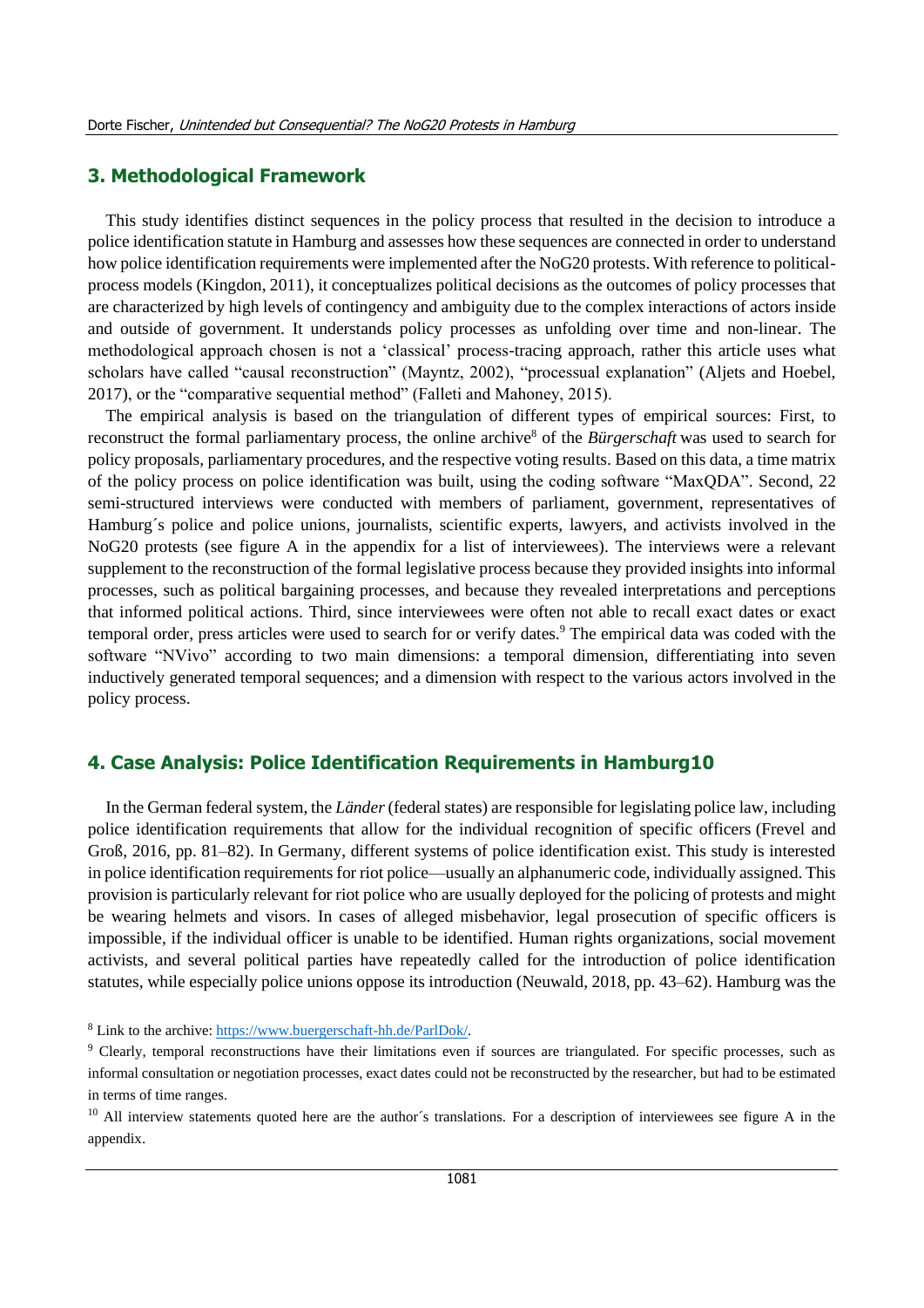## 3. Methodological Framework

This study identifies distinct sequences in the policy process that resulted in the decision to introduce a police identification statute in Hamburg and assesses how these sequences are connected in order to understand how police identification requirements were implemented after the NoG20 protests. With reference to political-process models (Kingdon, 2011), it conceptualizes political decisions as the outcomes of policy processes that are characterized by high levels of contingency and ambiguity due to the complex interactions of actors inside and outside of government. It understands policy processes as unfolding over time and non-linear. The methodological approach chosen is not a 'classical' process-tracing approach, rather this article uses what scholars have called "causal reconstruction" (Mayntz, 2002), "processual explanation" (Aljets and Hoebel, 2017), or the "comparative sequential method" (Falleti and Mahoney, 2015).

The empirical analysis is based on the triangulation of different types of empirical sources: First, to reconstruct the formal parliamentary process, the online archive[8] of the *Bürgerschaft* was used to search for policy proposals, parliamentary procedures, and the respective voting results. Based on this data, a time matrix of the policy process on police identification was built, using the coding software "MaxQDA". Second, 22 semi-structured interviews were conducted with members of parliament, government, representatives of Hamburg´s police and police unions, journalists, scientific experts, lawyers, and activists involved in the NoG20 protests (see figure A in the appendix for a list of interviewees). The interviews were a relevant supplement to the reconstruction of the formal legislative process because they provided insights into informal processes, such as political bargaining processes, and because they revealed interpretations and perceptions that informed political actions. Third, since interviewees were often not able to recall exact dates or exact temporal order, press articles were used to search for or verify dates.[9] The empirical data was coded with the software "NVivo" according to two main dimensions: a temporal dimension, differentiating into seven inductively generated temporal sequences; and a dimension with respect to the various actors involved in the policy process.

## 4. Case Analysis: Police Identification Requirements in Hamburg[10]

In the German federal system, the *Länder* (federal states) are responsible for legislating police law, including police identification requirements that allow for the individual recognition of specific officers (Frevel and Groß, 2016, pp. 81–82). In Germany, different systems of police identification exist. This study is interested in police identification requirements for riot police—usually an alphanumeric code, individually assigned. This provision is particularly relevant for riot police who are usually deployed for the policing of protests and might be wearing helmets and visors. In cases of alleged misbehavior, legal prosecution of specific officers is impossible, if the individual officer is unable to be identified. Human rights organizations, social movement activists, and several political parties have repeatedly called for the introduction of police identification statutes, while especially police unions oppose its introduction (Neuwald, 2018, pp. 43–62). Hamburg was the

[8] Link to the archive: https://www.buergerschaft-hh.de/ParlDok/.

[9] Clearly, temporal reconstructions have their limitations even if sources are triangulated. For specific processes, such as informal consultation or negotiation processes, exact dates could not be reconstructed by the researcher, but had to be estimated in terms of time ranges.

[10] All interview statements quoted here are the author´s translations. For a description of interviewees see figure A in the appendix.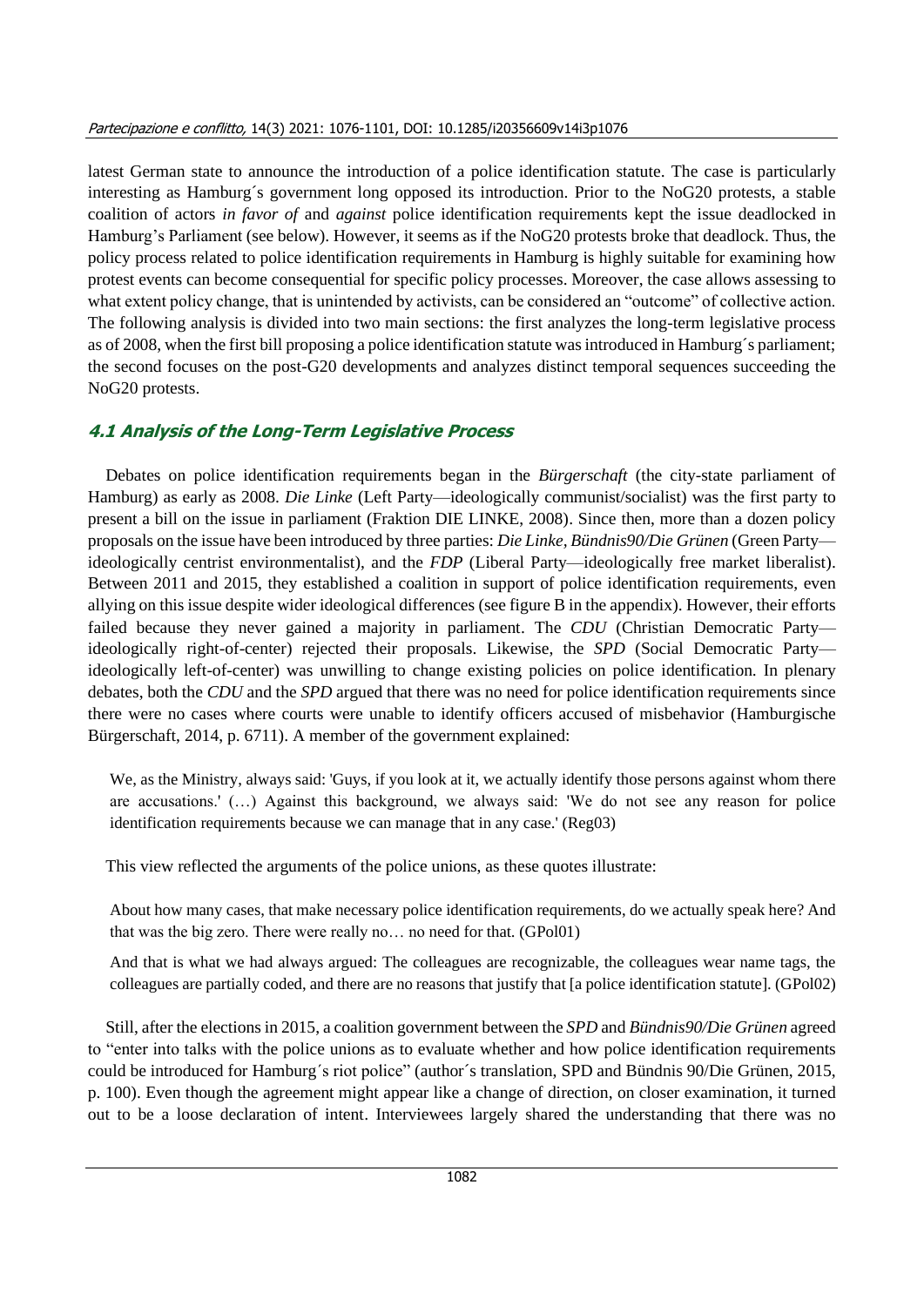latest German state to announce the introduction of a police identification statute. The case is particularly interesting as Hamburg´s government long opposed its introduction. Prior to the NoG20 protests, a stable coalition of actors *in favor of* and *against* police identification requirements kept the issue deadlocked in Hamburg's Parliament (see below). However, it seems as if the NoG20 protests broke that deadlock. Thus, the policy process related to police identification requirements in Hamburg is highly suitable for examining how protest events can become consequential for specific policy processes. Moreover, the case allows assessing to what extent policy change, that is unintended by activists, can be considered an "outcome" of collective action. The following analysis is divided into two main sections: the first analyzes the long-term legislative process as of 2008, when the first bill proposing a police identification statute was introduced in Hamburg´s parliament; the second focuses on the post-G20 developments and analyzes distinct temporal sequences succeeding the NoG20 protests.

### 4.1 Analysis of the Long-Term Legislative Process

Debates on police identification requirements began in the *Bürgerschaft* (the city-state parliament of Hamburg) as early as 2008. *Die Linke* (Left Party—ideologically communist/socialist) was the first party to present a bill on the issue in parliament (Fraktion DIE LINKE, 2008). Since then, more than a dozen policy proposals on the issue have been introduced by three parties: *Die Linke*, *Bündnis90/Die Grünen* (Green Party—ideologically centrist environmentalist), and the *FDP* (Liberal Party—ideologically free market liberalist). Between 2011 and 2015, they established a coalition in support of police identification requirements, even allying on this issue despite wider ideological differences (see figure B in the appendix). However, their efforts failed because they never gained a majority in parliament. The *CDU* (Christian Democratic Party—ideologically right-of-center) rejected their proposals. Likewise, the *SPD* (Social Democratic Party—ideologically left-of-center) was unwilling to change existing policies on police identification. In plenary debates, both the *CDU* and the *SPD* argued that there was no need for police identification requirements since there were no cases where courts were unable to identify officers accused of misbehavior (Hamburgische Bürgerschaft, 2014, p. 6711). A member of the government explained:

> We, as the Ministry, always said: 'Guys, if you look at it, we actually identify those persons against whom there are accusations.' (…) Against this background, we always said: 'We do not see any reason for police identification requirements because we can manage that in any case.' (Reg03)

This view reflected the arguments of the police unions, as these quotes illustrate:

> About how many cases, that make necessary police identification requirements, do we actually speak here? And that was the big zero. There were really no… no need for that. (GPol01)

> And that is what we had always argued: The colleagues are recognizable, the colleagues wear name tags, the colleagues are partially coded, and there are no reasons that justify that [a police identification statute]. (GPol02)

Still, after the elections in 2015, a coalition government between the *SPD* and *Bündnis90/Die Grünen* agreed to "enter into talks with the police unions as to evaluate whether and how police identification requirements could be introduced for Hamburg´s riot police" (author´s translation, SPD and Bündnis 90/Die Grünen, 2015, p. 100). Even though the agreement might appear like a change of direction, on closer examination, it turned out to be a loose declaration of intent. Interviewees largely shared the understanding that there was no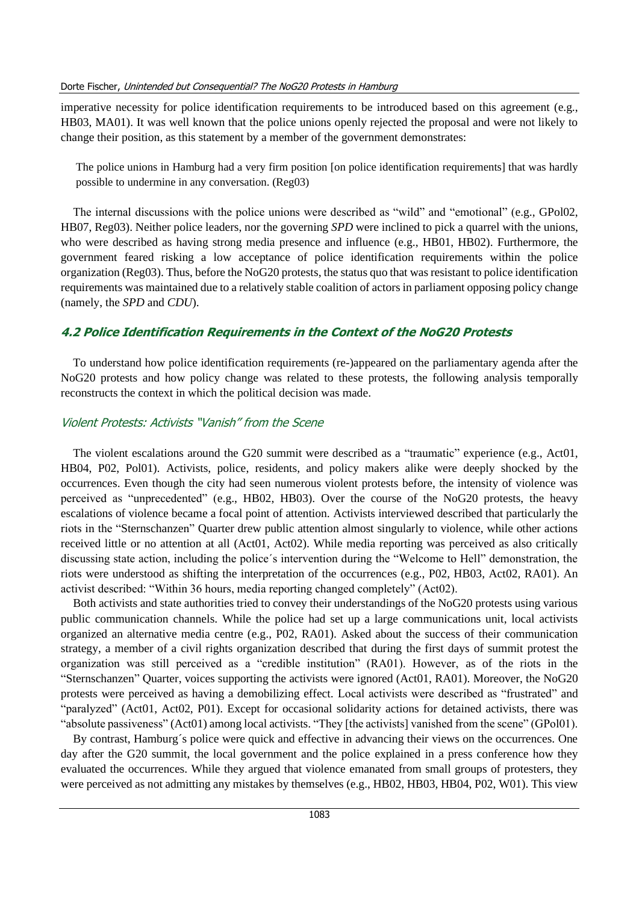imperative necessity for police identification requirements to be introduced based on this agreement (e.g., HB03, MA01). It was well known that the police unions openly rejected the proposal and were not likely to change their position, as this statement by a member of the government demonstrates:

> The police unions in Hamburg had a very firm position [on police identification requirements] that was hardly possible to undermine in any conversation. (Reg03)

The internal discussions with the police unions were described as "wild" and "emotional" (e.g., GPol02, HB07, Reg03). Neither police leaders, nor the governing *SPD* were inclined to pick a quarrel with the unions, who were described as having strong media presence and influence (e.g., HB01, HB02). Furthermore, the government feared risking a low acceptance of police identification requirements within the police organization (Reg03). Thus, before the NoG20 protests, the status quo that was resistant to police identification requirements was maintained due to a relatively stable coalition of actors in parliament opposing policy change (namely, the *SPD* and *CDU*).

## 4.2 Police Identification Requirements in the Context of the NoG20 Protests

To understand how police identification requirements (re-)appeared on the parliamentary agenda after the NoG20 protests and how policy change was related to these protests, the following analysis temporally reconstructs the context in which the political decision was made.

### Violent Protests: Activists "Vanish" from the Scene

The violent escalations around the G20 summit were described as a "traumatic" experience (e.g., Act01, HB04, P02, Pol01). Activists, police, residents, and policy makers alike were deeply shocked by the occurrences. Even though the city had seen numerous violent protests before, the intensity of violence was perceived as "unprecedented" (e.g., HB02, HB03). Over the course of the NoG20 protests, the heavy escalations of violence became a focal point of attention. Activists interviewed described that particularly the riots in the "Sternschanzen" Quarter drew public attention almost singularly to violence, while other actions received little or no attention at all (Act01, Act02). While media reporting was perceived as also critically discussing state action, including the police´s intervention during the "Welcome to Hell" demonstration, the riots were understood as shifting the interpretation of the occurrences (e.g., P02, HB03, Act02, RA01). An activist described: "Within 36 hours, media reporting changed completely" (Act02).

Both activists and state authorities tried to convey their understandings of the NoG20 protests using various public communication channels. While the police had set up a large communications unit, local activists organized an alternative media centre (e.g., P02, RA01). Asked about the success of their communication strategy, a member of a civil rights organization described that during the first days of summit protest the organization was still perceived as a "credible institution" (RA01). However, as of the riots in the "Sternschanzen" Quarter, voices supporting the activists were ignored (Act01, RA01). Moreover, the NoG20 protests were perceived as having a demobilizing effect. Local activists were described as "frustrated" and "paralyzed" (Act01, Act02, P01). Except for occasional solidarity actions for detained activists, there was "absolute passiveness" (Act01) among local activists. "They [the activists] vanished from the scene" (GPol01).

By contrast, Hamburg´s police were quick and effective in advancing their views on the occurrences. One day after the G20 summit, the local government and the police explained in a press conference how they evaluated the occurrences. While they argued that violence emanated from small groups of protesters, they were perceived as not admitting any mistakes by themselves (e.g., HB02, HB03, HB04, P02, W01). This view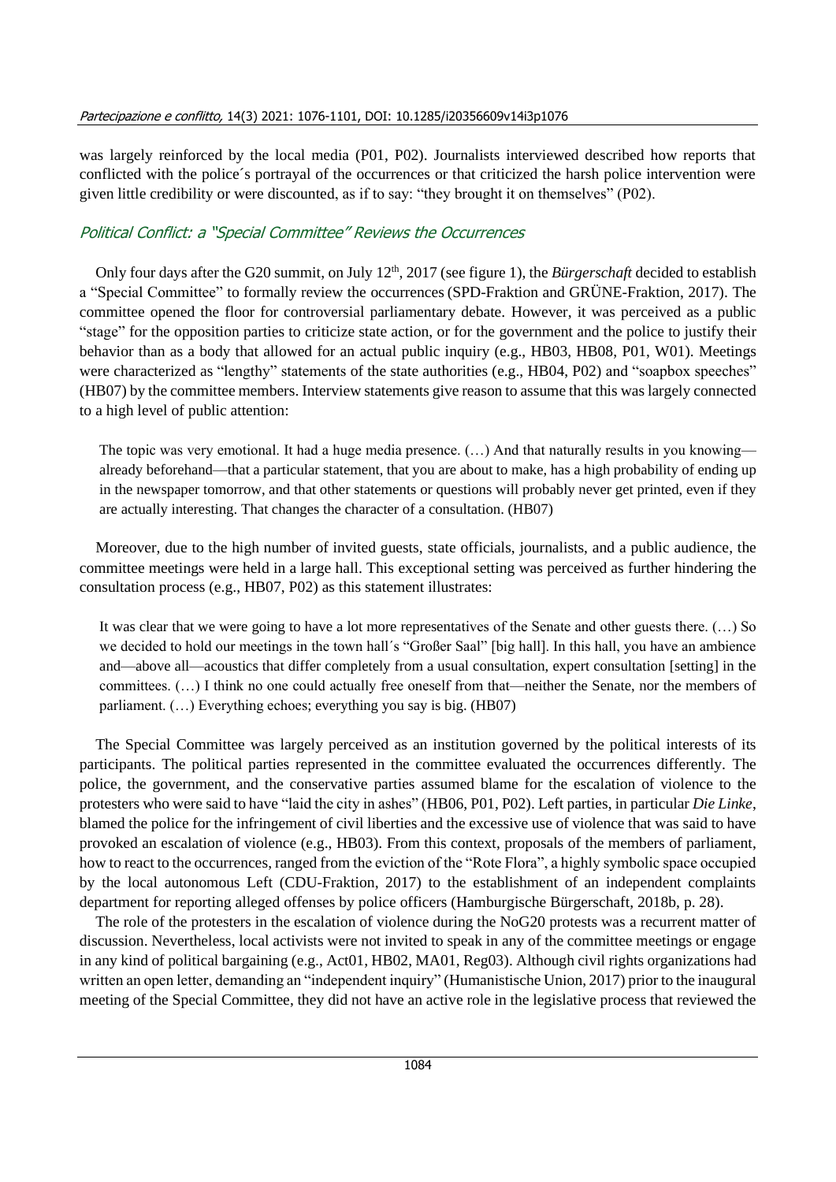was largely reinforced by the local media (P01, P02). Journalists interviewed described how reports that conflicted with the police´s portrayal of the occurrences or that criticized the harsh police intervention were given little credibility or were discounted, as if to say: "they brought it on themselves" (P02).

## *Political Conflict: a "Special Committee" Reviews the Occurrences*

Only four days after the G20 summit, on July 12th, 2017 (see figure 1), the *Bürgerschaft* decided to establish a "Special Committee" to formally review the occurrences (SPD-Fraktion and GRÜNE-Fraktion, 2017). The committee opened the floor for controversial parliamentary debate. However, it was perceived as a public "stage" for the opposition parties to criticize state action, or for the government and the police to justify their behavior than as a body that allowed for an actual public inquiry (e.g., HB03, HB08, P01, W01). Meetings were characterized as "lengthy" statements of the state authorities (e.g., HB04, P02) and "soapbox speeches" (HB07) by the committee members. Interview statements give reason to assume that this was largely connected to a high level of public attention:

> The topic was very emotional. It had a huge media presence. (…) And that naturally results in you knowing—already beforehand—that a particular statement, that you are about to make, has a high probability of ending up in the newspaper tomorrow, and that other statements or questions will probably never get printed, even if they are actually interesting. That changes the character of a consultation. (HB07)

Moreover, due to the high number of invited guests, state officials, journalists, and a public audience, the committee meetings were held in a large hall. This exceptional setting was perceived as further hindering the consultation process (e.g., HB07, P02) as this statement illustrates:

> It was clear that we were going to have a lot more representatives of the Senate and other guests there. (…) So we decided to hold our meetings in the town hall´s "Großer Saal" [big hall]. In this hall, you have an ambience and—above all—acoustics that differ completely from a usual consultation, expert consultation [setting] in the committees. (…) I think no one could actually free oneself from that—neither the Senate, nor the members of parliament. (…) Everything echoes; everything you say is big. (HB07)

The Special Committee was largely perceived as an institution governed by the political interests of its participants. The political parties represented in the committee evaluated the occurrences differently. The police, the government, and the conservative parties assumed blame for the escalation of violence to the protesters who were said to have "laid the city in ashes" (HB06, P01, P02). Left parties, in particular *Die Linke*, blamed the police for the infringement of civil liberties and the excessive use of violence that was said to have provoked an escalation of violence (e.g., HB03). From this context, proposals of the members of parliament, how to react to the occurrences, ranged from the eviction of the "Rote Flora", a highly symbolic space occupied by the local autonomous Left (CDU-Fraktion, 2017) to the establishment of an independent complaints department for reporting alleged offenses by police officers (Hamburgische Bürgerschaft, 2018b, p. 28).

The role of the protesters in the escalation of violence during the NoG20 protests was a recurrent matter of discussion. Nevertheless, local activists were not invited to speak in any of the committee meetings or engage in any kind of political bargaining (e.g., Act01, HB02, MA01, Reg03). Although civil rights organizations had written an open letter, demanding an "independent inquiry" (Humanistische Union, 2017) prior to the inaugural meeting of the Special Committee, they did not have an active role in the legislative process that reviewed the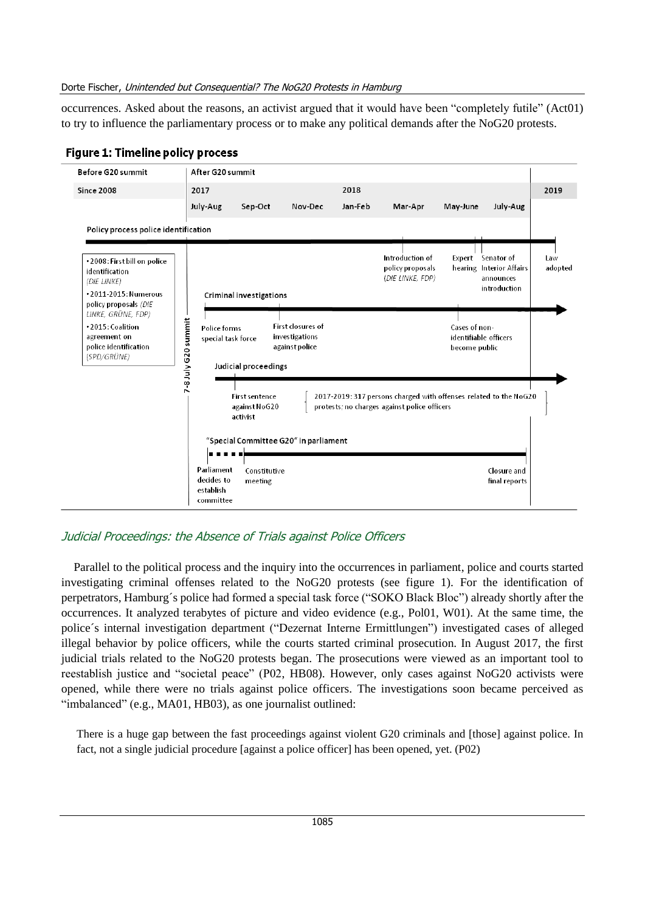occurrences. Asked about the reasons, an activist argued that it would have been "completely futile" (Act01) to try to influence the parliamentary process or to make any political demands after the NoG20 protests.

**Figure 1: Timeline policy process**

| Before G20 summit | After G20 summit | | | | | | | |
|---|---|---|---|---|---|---|---|---|
| Since 2008 | 2017 | | | 2018 | | | | 2019 |
| | July-Aug | Sep-Oct | Nov-Dec | Jan-Feb | Mar-Apr | May-June | July-Aug | |

7-8 July G20 summit

**Before G20 summit:**
- 2008: First bill on police identification *(DIE LINKE)*
- 2011-2015: Numerous policy proposals *(DIE LINKE, GRÜNE, FDP)*
- 2015: Coalition agreement on police identification *(SPD/GRÜNE)*

**Policy process police identification:** Introduction of policy proposals *(DIE LINKE, FDP)* (Mar-Apr 2018); Expert hearing (May-June 2018); Senator of Interior Affairs announces introduction (July-Aug 2018); Law adopted (2019)

**Criminal investigations:** Police forms special task force (Sep-Oct 2017); First closures of investigations against police (Nov-Dec 2017); Cases of non-identifiable officers become public (May-June 2018)

**Judicial proceedings:** First sentence against NoG20 activist (Sep-Oct 2017); 2017-2019: 317 persons charged with offenses related to the NoG20 protests; no charges against police officers

**"Special Committee G20" in parliament:** Parliament decides to establish committee (July-Aug 2017); Constitutive meeting (Sep-Oct 2017); Closure and final reports (July-Aug 2018)

## *Judicial Proceedings: the Absence of Trials against Police Officers*

Parallel to the political process and the inquiry into the occurrences in parliament, police and courts started investigating criminal offenses related to the NoG20 protests (see figure 1). For the identification of perpetrators, Hamburg´s police had formed a special task force ("SOKO Black Bloc") already shortly after the occurrences. It analyzed terabytes of picture and video evidence (e.g., Pol01, W01). At the same time, the police´s internal investigation department ("Dezernat Interne Ermittlungen") investigated cases of alleged illegal behavior by police officers, while the courts started criminal prosecution. In August 2017, the first judicial trials related to the NoG20 protests began. The prosecutions were viewed as an important tool to reestablish justice and "societal peace" (P02, HB08). However, only cases against NoG20 activists were opened, while there were no trials against police officers. The investigations soon became perceived as "imbalanced" (e.g., MA01, HB03), as one journalist outlined:

> There is a huge gap between the fast proceedings against violent G20 criminals and [those] against police. In fact, not a single judicial procedure [against a police officer] has been opened, yet. (P02)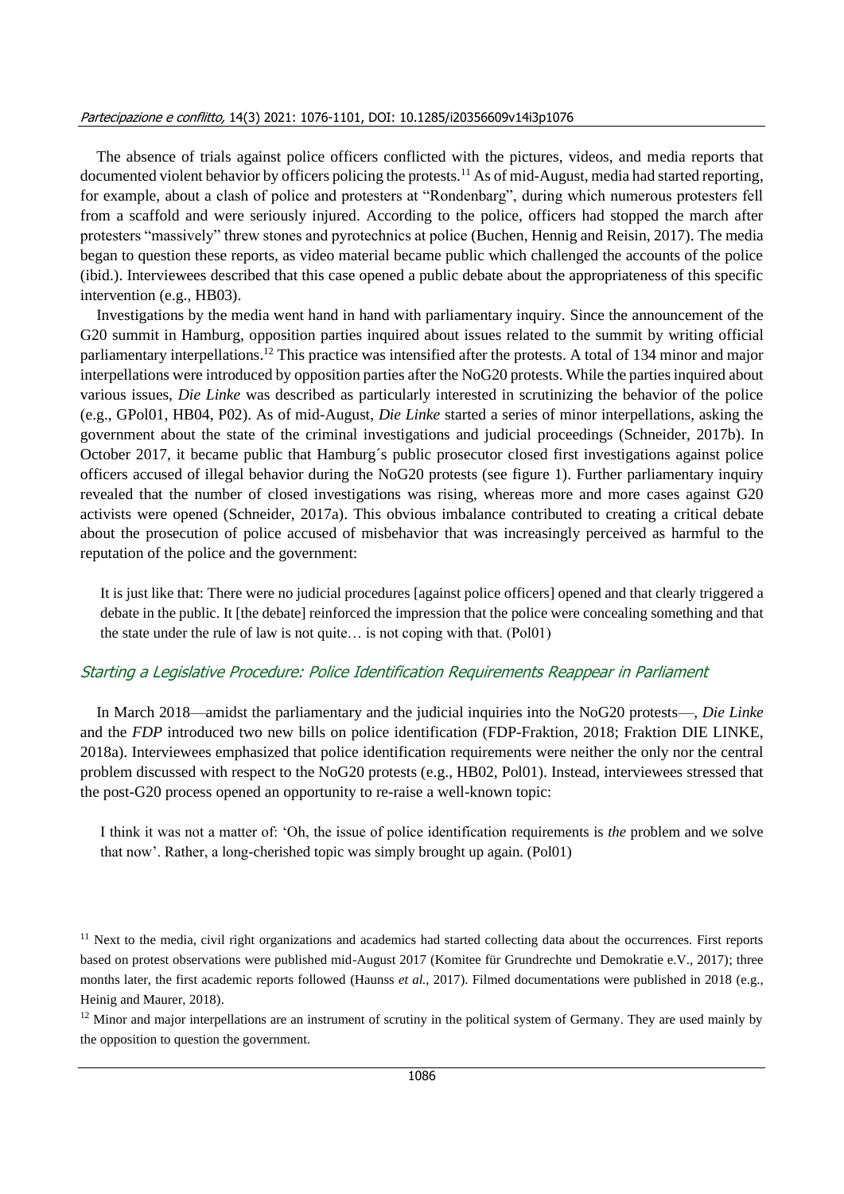The absence of trials against police officers conflicted with the pictures, videos, and media reports that documented violent behavior by officers policing the protests.[11] As of mid-August, media had started reporting, for example, about a clash of police and protesters at "Rondenbarg", during which numerous protesters fell from a scaffold and were seriously injured. According to the police, officers had stopped the march after protesters "massively" threw stones and pyrotechnics at police (Buchen, Hennig and Reisin, 2017). The media began to question these reports, as video material became public which challenged the accounts of the police (ibid.). Interviewees described that this case opened a public debate about the appropriateness of this specific intervention (e.g., HB03).

Investigations by the media went hand in hand with parliamentary inquiry. Since the announcement of the G20 summit in Hamburg, opposition parties inquired about issues related to the summit by writing official parliamentary interpellations.[12] This practice was intensified after the protests. A total of 134 minor and major interpellations were introduced by opposition parties after the NoG20 protests. While the parties inquired about various issues, *Die Linke* was described as particularly interested in scrutinizing the behavior of the police (e.g., GPol01, HB04, P02). As of mid-August, *Die Linke* started a series of minor interpellations, asking the government about the state of the criminal investigations and judicial proceedings (Schneider, 2017b). In October 2017, it became public that Hamburg´s public prosecutor closed first investigations against police officers accused of illegal behavior during the NoG20 protests (see figure 1). Further parliamentary inquiry revealed that the number of closed investigations was rising, whereas more and more cases against G20 activists were opened (Schneider, 2017a). This obvious imbalance contributed to creating a critical debate about the prosecution of police accused of misbehavior that was increasingly perceived as harmful to the reputation of the police and the government:

> It is just like that: There were no judicial procedures [against police officers] opened and that clearly triggered a debate in the public. It [the debate] reinforced the impression that the police were concealing something and that the state under the rule of law is not quite… is not coping with that. (Pol01)

### *Starting a Legislative Procedure: Police Identification Requirements Reappear in Parliament*

In March 2018—amidst the parliamentary and the judicial inquiries into the NoG20 protests—, *Die Linke* and the *FDP* introduced two new bills on police identification (FDP-Fraktion, 2018; Fraktion DIE LINKE, 2018a). Interviewees emphasized that police identification requirements were neither the only nor the central problem discussed with respect to the NoG20 protests (e.g., HB02, Pol01). Instead, interviewees stressed that the post-G20 process opened an opportunity to re-raise a well-known topic:

> I think it was not a matter of: 'Oh, the issue of police identification requirements is *the* problem and we solve that now'. Rather, a long-cherished topic was simply brought up again. (Pol01)

---

[11] Next to the media, civil right organizations and academics had started collecting data about the occurrences. First reports based on protest observations were published mid-August 2017 (Komitee für Grundrechte und Demokratie e.V., 2017); three months later, the first academic reports followed (Haunss *et al.*, 2017). Filmed documentations were published in 2018 (e.g., Heinig and Maurer, 2018).

[12] Minor and major interpellations are an instrument of scrutiny in the political system of Germany. They are used mainly by the opposition to question the government.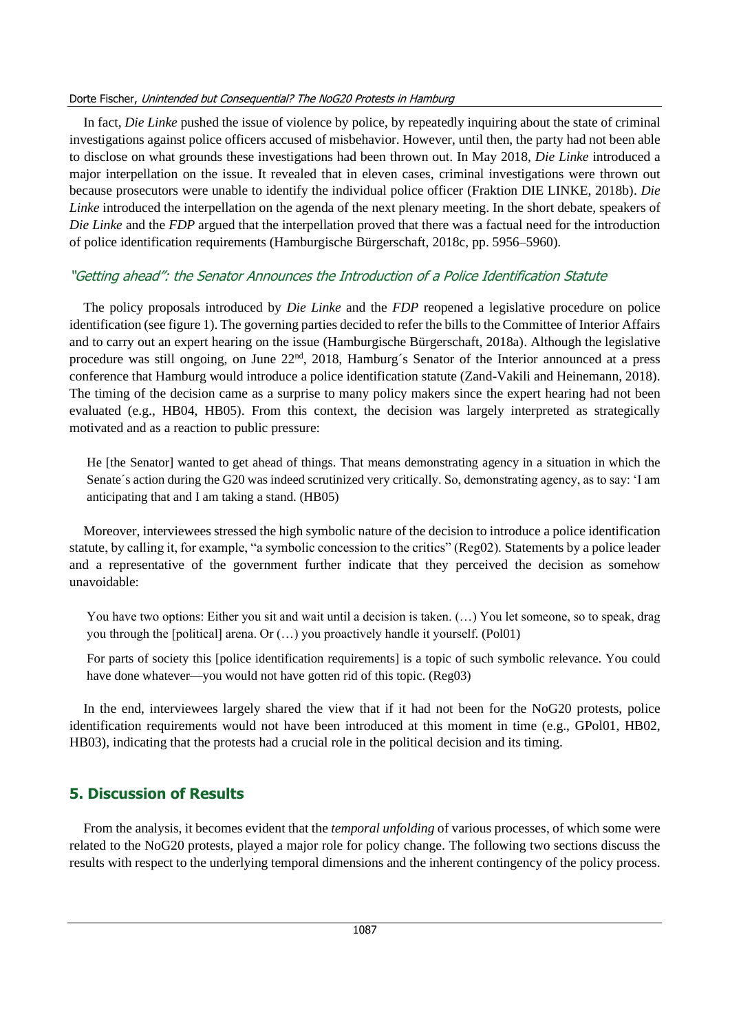In fact, *Die Linke* pushed the issue of violence by police, by repeatedly inquiring about the state of criminal investigations against police officers accused of misbehavior. However, until then, the party had not been able to disclose on what grounds these investigations had been thrown out. In May 2018, *Die Linke* introduced a major interpellation on the issue. It revealed that in eleven cases, criminal investigations were thrown out because prosecutors were unable to identify the individual police officer (Fraktion DIE LINKE, 2018b). *Die Linke* introduced the interpellation on the agenda of the next plenary meeting. In the short debate, speakers of *Die Linke* and the *FDP* argued that the interpellation proved that there was a factual need for the introduction of police identification requirements (Hamburgische Bürgerschaft, 2018c, pp. 5956–5960).

### "Getting ahead": the Senator Announces the Introduction of a Police Identification Statute

The policy proposals introduced by *Die Linke* and the *FDP* reopened a legislative procedure on police identification (see figure 1). The governing parties decided to refer the bills to the Committee of Interior Affairs and to carry out an expert hearing on the issue (Hamburgische Bürgerschaft, 2018a). Although the legislative procedure was still ongoing, on June 22nd, 2018, Hamburg´s Senator of the Interior announced at a press conference that Hamburg would introduce a police identification statute (Zand-Vakili and Heinemann, 2018). The timing of the decision came as a surprise to many policy makers since the expert hearing had not been evaluated (e.g., HB04, HB05). From this context, the decision was largely interpreted as strategically motivated and as a reaction to public pressure:

> He [the Senator] wanted to get ahead of things. That means demonstrating agency in a situation in which the Senate´s action during the G20 was indeed scrutinized very critically. So, demonstrating agency, as to say: 'I am anticipating that and I am taking a stand. (HB05)

Moreover, interviewees stressed the high symbolic nature of the decision to introduce a police identification statute, by calling it, for example, "a symbolic concession to the critics" (Reg02). Statements by a police leader and a representative of the government further indicate that they perceived the decision as somehow unavoidable:

> You have two options: Either you sit and wait until a decision is taken. (…) You let someone, so to speak, drag you through the [political] arena. Or (…) you proactively handle it yourself. (Pol01)

> For parts of society this [police identification requirements] is a topic of such symbolic relevance. You could have done whatever—you would not have gotten rid of this topic. (Reg03)

In the end, interviewees largely shared the view that if it had not been for the NoG20 protests, police identification requirements would not have been introduced at this moment in time (e.g., GPol01, HB02, HB03), indicating that the protests had a crucial role in the political decision and its timing.

## 5. Discussion of Results

From the analysis, it becomes evident that the *temporal unfolding* of various processes, of which some were related to the NoG20 protests, played a major role for policy change. The following two sections discuss the results with respect to the underlying temporal dimensions and the inherent contingency of the policy process.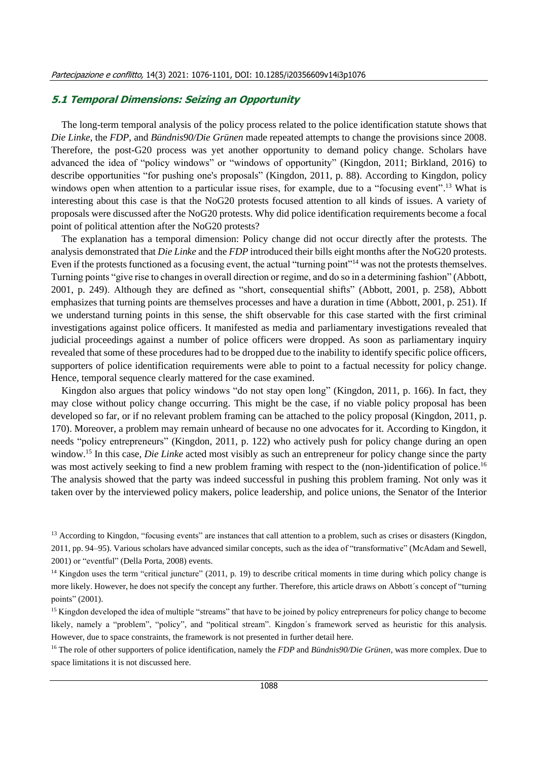### 5.1 Temporal Dimensions: Seizing an Opportunity

The long-term temporal analysis of the policy process related to the police identification statute shows that *Die Linke*, the *FDP*, and *Bündnis90/Die Grünen* made repeated attempts to change the provisions since 2008. Therefore, the post-G20 process was yet another opportunity to demand policy change. Scholars have advanced the idea of "policy windows" or "windows of opportunity" (Kingdon, 2011; Birkland, 2016) to describe opportunities "for pushing one's proposals" (Kingdon, 2011, p. 88). According to Kingdon, policy windows open when attention to a particular issue rises, for example, due to a "focusing event".[13] What is interesting about this case is that the NoG20 protests focused attention to all kinds of issues. A variety of proposals were discussed after the NoG20 protests. Why did police identification requirements become a focal point of political attention after the NoG20 protests?

The explanation has a temporal dimension: Policy change did not occur directly after the protests. The analysis demonstrated that *Die Linke* and the *FDP* introduced their bills eight months after the NoG20 protests. Even if the protests functioned as a focusing event, the actual "turning point"[14] was not the protests themselves. Turning points "give rise to changes in overall direction or regime, and do so in a determining fashion" (Abbott, 2001, p. 249). Although they are defined as "short, consequential shifts" (Abbott, 2001, p. 258), Abbott emphasizes that turning points are themselves processes and have a duration in time (Abbott, 2001, p. 251). If we understand turning points in this sense, the shift observable for this case started with the first criminal investigations against police officers. It manifested as media and parliamentary investigations revealed that judicial proceedings against a number of police officers were dropped. As soon as parliamentary inquiry revealed that some of these procedures had to be dropped due to the inability to identify specific police officers, supporters of police identification requirements were able to point to a factual necessity for policy change. Hence, temporal sequence clearly mattered for the case examined.

Kingdon also argues that policy windows "do not stay open long" (Kingdon, 2011, p. 166). In fact, they may close without policy change occurring. This might be the case, if no viable policy proposal has been developed so far, or if no relevant problem framing can be attached to the policy proposal (Kingdon, 2011, p. 170). Moreover, a problem may remain unheard of because no one advocates for it. According to Kingdon, it needs "policy entrepreneurs" (Kingdon, 2011, p. 122) who actively push for policy change during an open window.[15] In this case, *Die Linke* acted most visibly as such an entrepreneur for policy change since the party was most actively seeking to find a new problem framing with respect to the (non-)identification of police.[16] The analysis showed that the party was indeed successful in pushing this problem framing. Not only was it taken over by the interviewed policy makers, police leadership, and police unions, the Senator of the Interior

---

[13] According to Kingdon, "focusing events" are instances that call attention to a problem, such as crises or disasters (Kingdon, 2011, pp. 94–95). Various scholars have advanced similar concepts, such as the idea of "transformative" (McAdam and Sewell, 2001) or "eventful" (Della Porta, 2008) events.

[14] Kingdon uses the term "critical juncture" (2011, p. 19) to describe critical moments in time during which policy change is more likely. However, he does not specify the concept any further. Therefore, this article draws on Abbott´s concept of "turning points" (2001).

[15] Kingdon developed the idea of multiple "streams" that have to be joined by policy entrepreneurs for policy change to become likely, namely a "problem", "policy", and "political stream". Kingdon´s framework served as heuristic for this analysis. However, due to space constraints, the framework is not presented in further detail here.

[16] The role of other supporters of police identification, namely the *FDP* and *Bündnis90/Die Grünen*, was more complex. Due to space limitations it is not discussed here.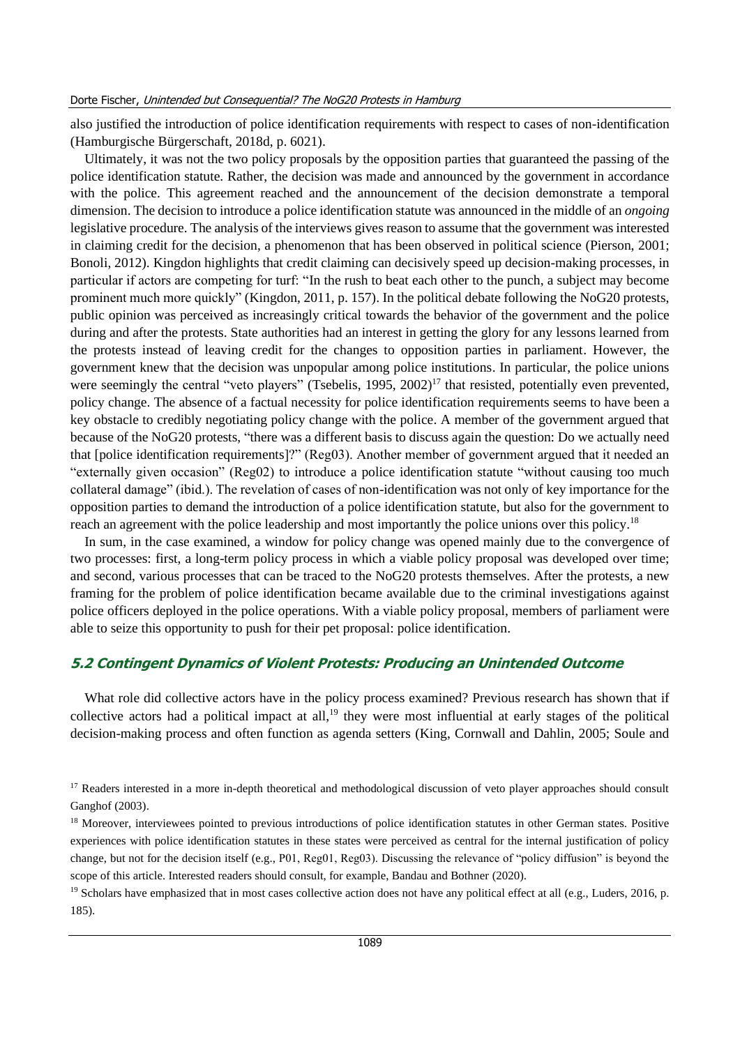also justified the introduction of police identification requirements with respect to cases of non-identification (Hamburgische Bürgerschaft, 2018d, p. 6021).

Ultimately, it was not the two policy proposals by the opposition parties that guaranteed the passing of the police identification statute. Rather, the decision was made and announced by the government in accordance with the police. This agreement reached and the announcement of the decision demonstrate a temporal dimension. The decision to introduce a police identification statute was announced in the middle of an *ongoing* legislative procedure. The analysis of the interviews gives reason to assume that the government was interested in claiming credit for the decision, a phenomenon that has been observed in political science (Pierson, 2001; Bonoli, 2012). Kingdon highlights that credit claiming can decisively speed up decision-making processes, in particular if actors are competing for turf: "In the rush to beat each other to the punch, a subject may become prominent much more quickly" (Kingdon, 2011, p. 157). In the political debate following the NoG20 protests, public opinion was perceived as increasingly critical towards the behavior of the government and the police during and after the protests. State authorities had an interest in getting the glory for any lessons learned from the protests instead of leaving credit for the changes to opposition parties in parliament. However, the government knew that the decision was unpopular among police institutions. In particular, the police unions were seemingly the central "veto players" (Tsebelis, 1995, 2002)[17] that resisted, potentially even prevented, policy change. The absence of a factual necessity for police identification requirements seems to have been a key obstacle to credibly negotiating policy change with the police. A member of the government argued that because of the NoG20 protests, "there was a different basis to discuss again the question: Do we actually need that [police identification requirements]?" (Reg03). Another member of government argued that it needed an "externally given occasion" (Reg02) to introduce a police identification statute "without causing too much collateral damage" (ibid.). The revelation of cases of non-identification was not only of key importance for the opposition parties to demand the introduction of a police identification statute, but also for the government to reach an agreement with the police leadership and most importantly the police unions over this policy.[18]

In sum, in the case examined, a window for policy change was opened mainly due to the convergence of two processes: first, a long-term policy process in which a viable policy proposal was developed over time; and second, various processes that can be traced to the NoG20 protests themselves. After the protests, a new framing for the problem of police identification became available due to the criminal investigations against police officers deployed in the police operations. With a viable policy proposal, members of parliament were able to seize this opportunity to push for their pet proposal: police identification.

### 5.2 Contingent Dynamics of Violent Protests: Producing an Unintended Outcome

What role did collective actors have in the policy process examined? Previous research has shown that if collective actors had a political impact at all,[19] they were most influential at early stages of the political decision-making process and often function as agenda setters (King, Cornwall and Dahlin, 2005; Soule and

---

[17] Readers interested in a more in-depth theoretical and methodological discussion of veto player approaches should consult Ganghof (2003).

[18] Moreover, interviewees pointed to previous introductions of police identification statutes in other German states. Positive experiences with police identification statutes in these states were perceived as central for the internal justification of policy change, but not for the decision itself (e.g., P01, Reg01, Reg03). Discussing the relevance of "policy diffusion" is beyond the scope of this article. Interested readers should consult, for example, Bandau and Bothner (2020).

[19] Scholars have emphasized that in most cases collective action does not have any political effect at all (e.g., Luders, 2016, p. 185).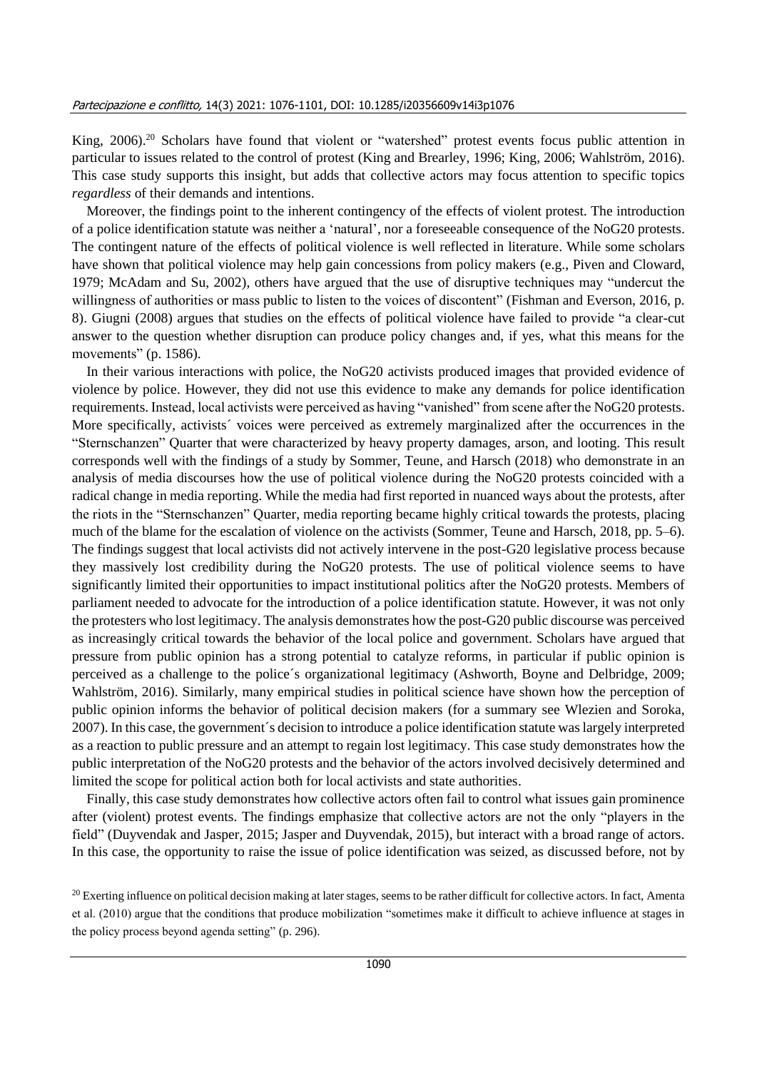King, 2006).[20] Scholars have found that violent or "watershed" protest events focus public attention in particular to issues related to the control of protest (King and Brearley, 1996; King, 2006; Wahlström, 2016). This case study supports this insight, but adds that collective actors may focus attention to specific topics *regardless* of their demands and intentions.

Moreover, the findings point to the inherent contingency of the effects of violent protest. The introduction of a police identification statute was neither a 'natural', nor a foreseeable consequence of the NoG20 protests. The contingent nature of the effects of political violence is well reflected in literature. While some scholars have shown that political violence may help gain concessions from policy makers (e.g., Piven and Cloward, 1979; McAdam and Su, 2002), others have argued that the use of disruptive techniques may "undercut the willingness of authorities or mass public to listen to the voices of discontent" (Fishman and Everson, 2016, p. 8). Giugni (2008) argues that studies on the effects of political violence have failed to provide "a clear-cut answer to the question whether disruption can produce policy changes and, if yes, what this means for the movements" (p. 1586).

In their various interactions with police, the NoG20 activists produced images that provided evidence of violence by police. However, they did not use this evidence to make any demands for police identification requirements. Instead, local activists were perceived as having "vanished" from scene after the NoG20 protests. More specifically, activists´ voices were perceived as extremely marginalized after the occurrences in the "Sternschanzen" Quarter that were characterized by heavy property damages, arson, and looting. This result corresponds well with the findings of a study by Sommer, Teune, and Harsch (2018) who demonstrate in an analysis of media discourses how the use of political violence during the NoG20 protests coincided with a radical change in media reporting. While the media had first reported in nuanced ways about the protests, after the riots in the "Sternschanzen" Quarter, media reporting became highly critical towards the protests, placing much of the blame for the escalation of violence on the activists (Sommer, Teune and Harsch, 2018, pp. 5–6). The findings suggest that local activists did not actively intervene in the post-G20 legislative process because they massively lost credibility during the NoG20 protests. The use of political violence seems to have significantly limited their opportunities to impact institutional politics after the NoG20 protests. Members of parliament needed to advocate for the introduction of a police identification statute. However, it was not only the protesters who lost legitimacy. The analysis demonstrates how the post-G20 public discourse was perceived as increasingly critical towards the behavior of the local police and government. Scholars have argued that pressure from public opinion has a strong potential to catalyze reforms, in particular if public opinion is perceived as a challenge to the police´s organizational legitimacy (Ashworth, Boyne and Delbridge, 2009; Wahlström, 2016). Similarly, many empirical studies in political science have shown how the perception of public opinion informs the behavior of political decision makers (for a summary see Wlezien and Soroka, 2007). In this case, the government´s decision to introduce a police identification statute was largely interpreted as a reaction to public pressure and an attempt to regain lost legitimacy. This case study demonstrates how the public interpretation of the NoG20 protests and the behavior of the actors involved decisively determined and limited the scope for political action both for local activists and state authorities.

Finally, this case study demonstrates how collective actors often fail to control what issues gain prominence after (violent) protest events. The findings emphasize that collective actors are not the only "players in the field" (Duyvendak and Jasper, 2015; Jasper and Duyvendak, 2015), but interact with a broad range of actors. In this case, the opportunity to raise the issue of police identification was seized, as discussed before, not by

[20] Exerting influence on political decision making at later stages, seems to be rather difficult for collective actors. In fact, Amenta et al. (2010) argue that the conditions that produce mobilization "sometimes make it difficult to achieve influence at stages in the policy process beyond agenda setting" (p. 296).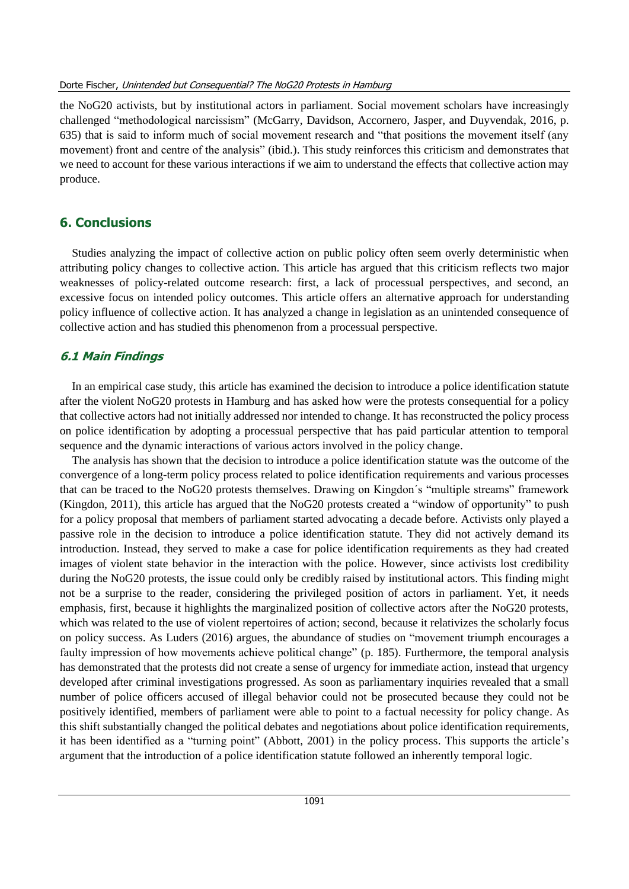the NoG20 activists, but by institutional actors in parliament. Social movement scholars have increasingly challenged "methodological narcissism" (McGarry, Davidson, Accornero, Jasper, and Duyvendak, 2016, p. 635) that is said to inform much of social movement research and "that positions the movement itself (any movement) front and centre of the analysis" (ibid.). This study reinforces this criticism and demonstrates that we need to account for these various interactions if we aim to understand the effects that collective action may produce.

## 6. Conclusions

Studies analyzing the impact of collective action on public policy often seem overly deterministic when attributing policy changes to collective action. This article has argued that this criticism reflects two major weaknesses of policy-related outcome research: first, a lack of processual perspectives, and second, an excessive focus on intended policy outcomes. This article offers an alternative approach for understanding policy influence of collective action. It has analyzed a change in legislation as an unintended consequence of collective action and has studied this phenomenon from a processual perspective.

### *6.1 Main Findings*

In an empirical case study, this article has examined the decision to introduce a police identification statute after the violent NoG20 protests in Hamburg and has asked how were the protests consequential for a policy that collective actors had not initially addressed nor intended to change. It has reconstructed the policy process on police identification by adopting a processual perspective that has paid particular attention to temporal sequence and the dynamic interactions of various actors involved in the policy change.

The analysis has shown that the decision to introduce a police identification statute was the outcome of the convergence of a long-term policy process related to police identification requirements and various processes that can be traced to the NoG20 protests themselves. Drawing on Kingdon´s "multiple streams" framework (Kingdon, 2011), this article has argued that the NoG20 protests created a "window of opportunity" to push for a policy proposal that members of parliament started advocating a decade before. Activists only played a passive role in the decision to introduce a police identification statute. They did not actively demand its introduction. Instead, they served to make a case for police identification requirements as they had created images of violent state behavior in the interaction with the police. However, since activists lost credibility during the NoG20 protests, the issue could only be credibly raised by institutional actors. This finding might not be a surprise to the reader, considering the privileged position of actors in parliament. Yet, it needs emphasis, first, because it highlights the marginalized position of collective actors after the NoG20 protests, which was related to the use of violent repertoires of action; second, because it relativizes the scholarly focus on policy success. As Luders (2016) argues, the abundance of studies on "movement triumph encourages a faulty impression of how movements achieve political change" (p. 185). Furthermore, the temporal analysis has demonstrated that the protests did not create a sense of urgency for immediate action, instead that urgency developed after criminal investigations progressed. As soon as parliamentary inquiries revealed that a small number of police officers accused of illegal behavior could not be prosecuted because they could not be positively identified, members of parliament were able to point to a factual necessity for policy change. As this shift substantially changed the political debates and negotiations about police identification requirements, it has been identified as a "turning point" (Abbott, 2001) in the policy process. This supports the article's argument that the introduction of a police identification statute followed an inherently temporal logic.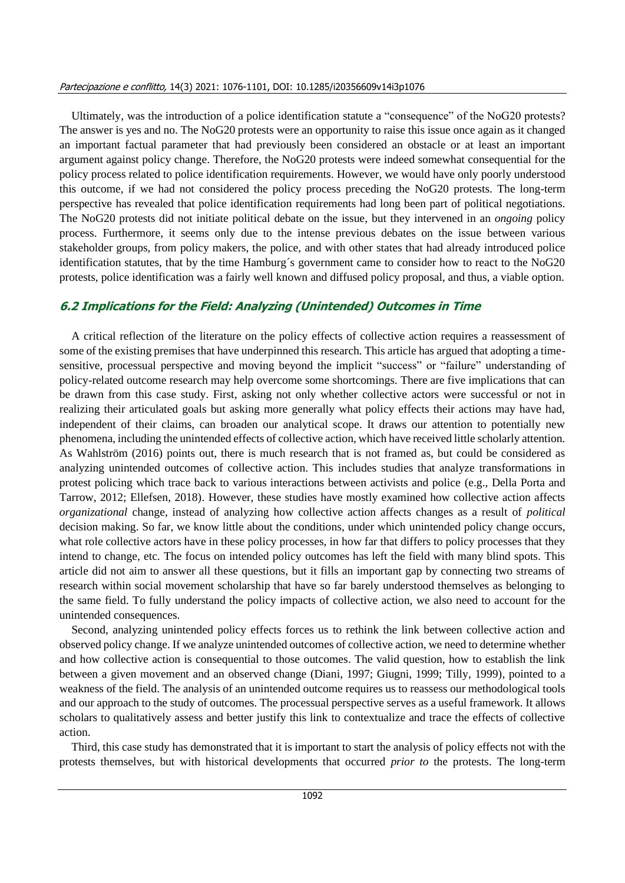Ultimately, was the introduction of a police identification statute a "consequence" of the NoG20 protests? The answer is yes and no. The NoG20 protests were an opportunity to raise this issue once again as it changed an important factual parameter that had previously been considered an obstacle or at least an important argument against policy change. Therefore, the NoG20 protests were indeed somewhat consequential for the policy process related to police identification requirements. However, we would have only poorly understood this outcome, if we had not considered the policy process preceding the NoG20 protests. The long-term perspective has revealed that police identification requirements had long been part of political negotiations. The NoG20 protests did not initiate political debate on the issue, but they intervened in an *ongoing* policy process. Furthermore, it seems only due to the intense previous debates on the issue between various stakeholder groups, from policy makers, the police, and with other states that had already introduced police identification statutes, that by the time Hamburg´s government came to consider how to react to the NoG20 protests, police identification was a fairly well known and diffused policy proposal, and thus, a viable option.

### 6.2 Implications for the Field: Analyzing (Unintended) Outcomes in Time

A critical reflection of the literature on the policy effects of collective action requires a reassessment of some of the existing premises that have underpinned this research. This article has argued that adopting a time-sensitive, processual perspective and moving beyond the implicit "success" or "failure" understanding of policy-related outcome research may help overcome some shortcomings. There are five implications that can be drawn from this case study. First, asking not only whether collective actors were successful or not in realizing their articulated goals but asking more generally what policy effects their actions may have had, independent of their claims, can broaden our analytical scope. It draws our attention to potentially new phenomena, including the unintended effects of collective action, which have received little scholarly attention. As Wahlström (2016) points out, there is much research that is not framed as, but could be considered as analyzing unintended outcomes of collective action. This includes studies that analyze transformations in protest policing which trace back to various interactions between activists and police (e.g., Della Porta and Tarrow, 2012; Ellefsen, 2018). However, these studies have mostly examined how collective action affects *organizational* change, instead of analyzing how collective action affects changes as a result of *political* decision making. So far, we know little about the conditions, under which unintended policy change occurs, what role collective actors have in these policy processes, in how far that differs to policy processes that they intend to change, etc. The focus on intended policy outcomes has left the field with many blind spots. This article did not aim to answer all these questions, but it fills an important gap by connecting two streams of research within social movement scholarship that have so far barely understood themselves as belonging to the same field. To fully understand the policy impacts of collective action, we also need to account for the unintended consequences.

Second, analyzing unintended policy effects forces us to rethink the link between collective action and observed policy change. If we analyze unintended outcomes of collective action, we need to determine whether and how collective action is consequential to those outcomes. The valid question, how to establish the link between a given movement and an observed change (Diani, 1997; Giugni, 1999; Tilly, 1999), pointed to a weakness of the field. The analysis of an unintended outcome requires us to reassess our methodological tools and our approach to the study of outcomes. The processual perspective serves as a useful framework. It allows scholars to qualitatively assess and better justify this link to contextualize and trace the effects of collective action.

Third, this case study has demonstrated that it is important to start the analysis of policy effects not with the protests themselves, but with historical developments that occurred *prior to* the protests. The long-term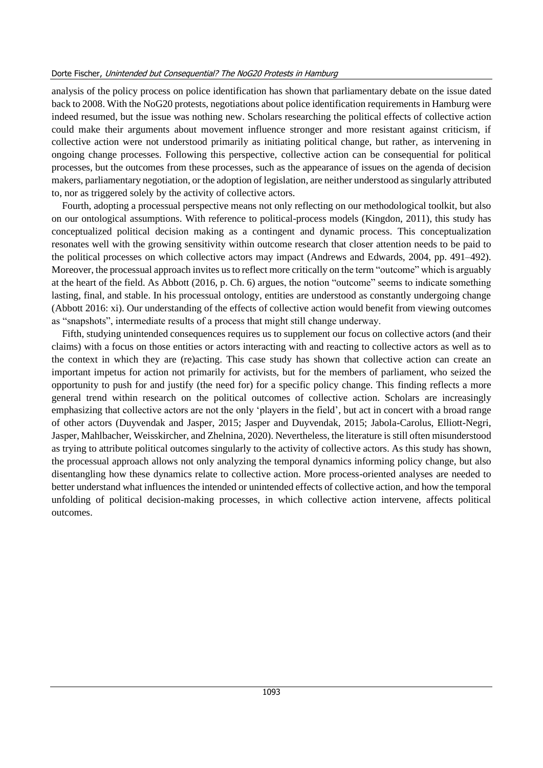analysis of the policy process on police identification has shown that parliamentary debate on the issue dated back to 2008. With the NoG20 protests, negotiations about police identification requirements in Hamburg were indeed resumed, but the issue was nothing new. Scholars researching the political effects of collective action could make their arguments about movement influence stronger and more resistant against criticism, if collective action were not understood primarily as initiating political change, but rather, as intervening in ongoing change processes. Following this perspective, collective action can be consequential for political processes, but the outcomes from these processes, such as the appearance of issues on the agenda of decision makers, parliamentary negotiation, or the adoption of legislation, are neither understood as singularly attributed to, nor as triggered solely by the activity of collective actors.

Fourth, adopting a processual perspective means not only reflecting on our methodological toolkit, but also on our ontological assumptions. With reference to political-process models (Kingdon, 2011), this study has conceptualized political decision making as a contingent and dynamic process. This conceptualization resonates well with the growing sensitivity within outcome research that closer attention needs to be paid to the political processes on which collective actors may impact (Andrews and Edwards, 2004, pp. 491–492). Moreover, the processual approach invites us to reflect more critically on the term "outcome" which is arguably at the heart of the field. As Abbott (2016, p. Ch. 6) argues, the notion "outcome" seems to indicate something lasting, final, and stable. In his processual ontology, entities are understood as constantly undergoing change (Abbott 2016: xi). Our understanding of the effects of collective action would benefit from viewing outcomes as "snapshots", intermediate results of a process that might still change underway.

Fifth, studying unintended consequences requires us to supplement our focus on collective actors (and their claims) with a focus on those entities or actors interacting with and reacting to collective actors as well as to the context in which they are (re)acting. This case study has shown that collective action can create an important impetus for action not primarily for activists, but for the members of parliament, who seized the opportunity to push for and justify (the need for) for a specific policy change. This finding reflects a more general trend within research on the political outcomes of collective action. Scholars are increasingly emphasizing that collective actors are not the only 'players in the field', but act in concert with a broad range of other actors (Duyvendak and Jasper, 2015; Jasper and Duyvendak, 2015; Jabola-Carolus, Elliott-Negri, Jasper, Mahlbacher, Weisskircher, and Zhelnina, 2020). Nevertheless, the literature is still often misunderstood as trying to attribute political outcomes singularly to the activity of collective actors. As this study has shown, the processual approach allows not only analyzing the temporal dynamics informing policy change, but also disentangling how these dynamics relate to collective action. More process-oriented analyses are needed to better understand what influences the intended or unintended effects of collective action, and how the temporal unfolding of political decision-making processes, in which collective action intervene, affects political outcomes.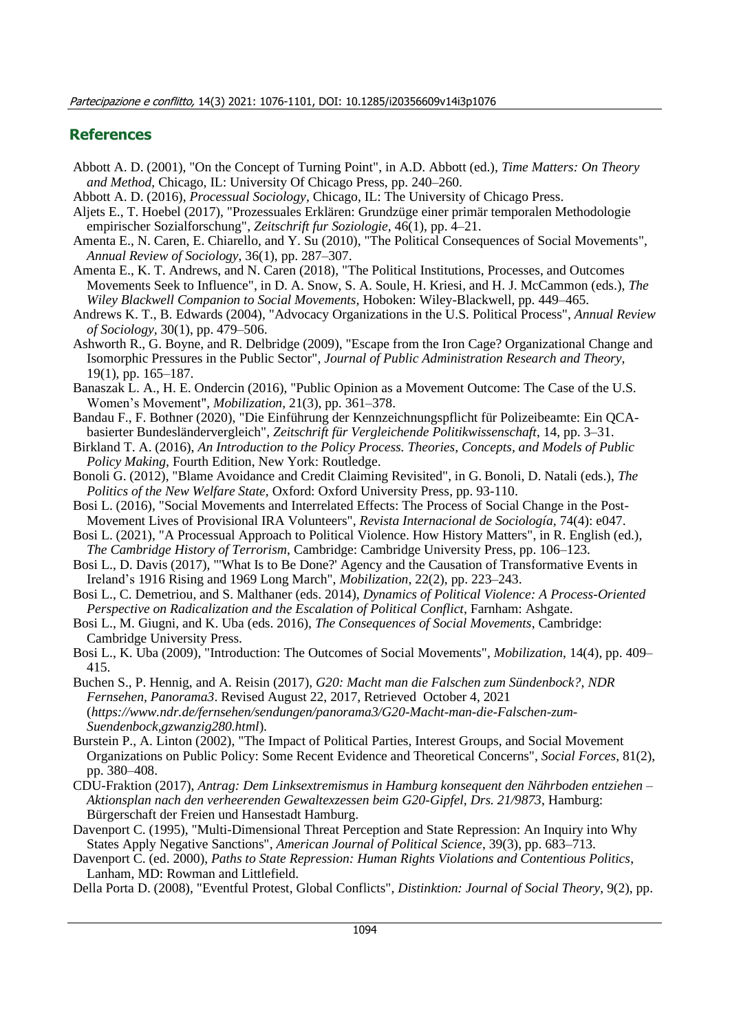## References

Abbott A. D. (2001), "On the Concept of Turning Point", in A.D. Abbott (ed.), *Time Matters: On Theory and Method*, Chicago, IL: University Of Chicago Press, pp. 240–260.

Abbott A. D. (2016), *Processual Sociology*, Chicago, IL: The University of Chicago Press.

Aljets E., T. Hoebel (2017), "Prozessuales Erklären: Grundzüge einer primär temporalen Methodologie empirischer Sozialforschung", *Zeitschrift fur Soziologie*, 46(1), pp. 4–21.

Amenta E., N. Caren, E. Chiarello, and Y. Su (2010), "The Political Consequences of Social Movements", *Annual Review of Sociology*, 36(1), pp. 287–307.

Amenta E., K. T. Andrews, and N. Caren (2018), "The Political Institutions, Processes, and Outcomes Movements Seek to Influence", in D. A. Snow, S. A. Soule, H. Kriesi, and H. J. McCammon (eds.), *The Wiley Blackwell Companion to Social Movements*, Hoboken: Wiley-Blackwell, pp. 449–465.

Andrews K. T., B. Edwards (2004), "Advocacy Organizations in the U.S. Political Process", *Annual Review of Sociology*, 30(1), pp. 479–506.

Ashworth R., G. Boyne, and R. Delbridge (2009), "Escape from the Iron Cage? Organizational Change and Isomorphic Pressures in the Public Sector", *Journal of Public Administration Research and Theory*, 19(1), pp. 165–187.

Banaszak L. A., H. E. Ondercin (2016), "Public Opinion as a Movement Outcome: The Case of the U.S. Women's Movement", *Mobilization*, 21(3), pp. 361–378.

Bandau F., F. Bothner (2020), "Die Einführung der Kennzeichnungspflicht für Polizeibeamte: Ein QCA-basierter Bundesländervergleich", *Zeitschrift für Vergleichende Politikwissenschaft*, 14, pp. 3–31.

Birkland T. A. (2016), *An Introduction to the Policy Process. Theories, Concepts, and Models of Public Policy Making*, Fourth Edition, New York: Routledge.

Bonoli G. (2012), "Blame Avoidance and Credit Claiming Revisited", in G. Bonoli, D. Natali (eds.), *The Politics of the New Welfare State*, Oxford: Oxford University Press, pp. 93-110.

Bosi L. (2016), "Social Movements and Interrelated Effects: The Process of Social Change in the Post-Movement Lives of Provisional IRA Volunteers", *Revista Internacional de Sociología*, 74(4): e047.

Bosi L. (2021), "A Processual Approach to Political Violence. How History Matters", in R. English (ed.), *The Cambridge History of Terrorism*, Cambridge: Cambridge University Press, pp. 106–123.

Bosi L., D. Davis (2017), "'What Is to Be Done?' Agency and the Causation of Transformative Events in Ireland's 1916 Rising and 1969 Long March", *Mobilization*, 22(2), pp. 223–243.

Bosi L., C. Demetriou, and S. Malthaner (eds. 2014), *Dynamics of Political Violence: A Process-Oriented Perspective on Radicalization and the Escalation of Political Conflict*, Farnham: Ashgate.

Bosi L., M. Giugni, and K. Uba (eds. 2016), *The Consequences of Social Movements*, Cambridge: Cambridge University Press.

Bosi L., K. Uba (2009), "Introduction: The Outcomes of Social Movements", *Mobilization*, 14(4), pp. 409–415.

Buchen S., P. Hennig, and A. Reisin (2017), *G20: Macht man die Falschen zum Sündenbock?, NDR Fernsehen, Panorama3*. Revised August 22, 2017, Retrieved October 4, 2021 (*https://www.ndr.de/fernsehen/sendungen/panorama3/G20-Macht-man-die-Falschen-zum-Suendenbock,gzwanzig280.html*).

Burstein P., A. Linton (2002), "The Impact of Political Parties, Interest Groups, and Social Movement Organizations on Public Policy: Some Recent Evidence and Theoretical Concerns", *Social Forces*, 81(2), pp. 380–408.

CDU-Fraktion (2017), *Antrag: Dem Linksextremismus in Hamburg konsequent den Nährboden entziehen – Aktionsplan nach den verheerenden Gewaltexzessen beim G20-Gipfel, Drs. 21/9873*, Hamburg: Bürgerschaft der Freien und Hansestadt Hamburg.

Davenport C. (1995), "Multi-Dimensional Threat Perception and State Repression: An Inquiry into Why States Apply Negative Sanctions", *American Journal of Political Science*, 39(3), pp. 683–713.

Davenport C. (ed. 2000), *Paths to State Repression: Human Rights Violations and Contentious Politics*, Lanham, MD: Rowman and Littlefield.

Della Porta D. (2008), "Eventful Protest, Global Conflicts", *Distinktion: Journal of Social Theory*, 9(2), pp.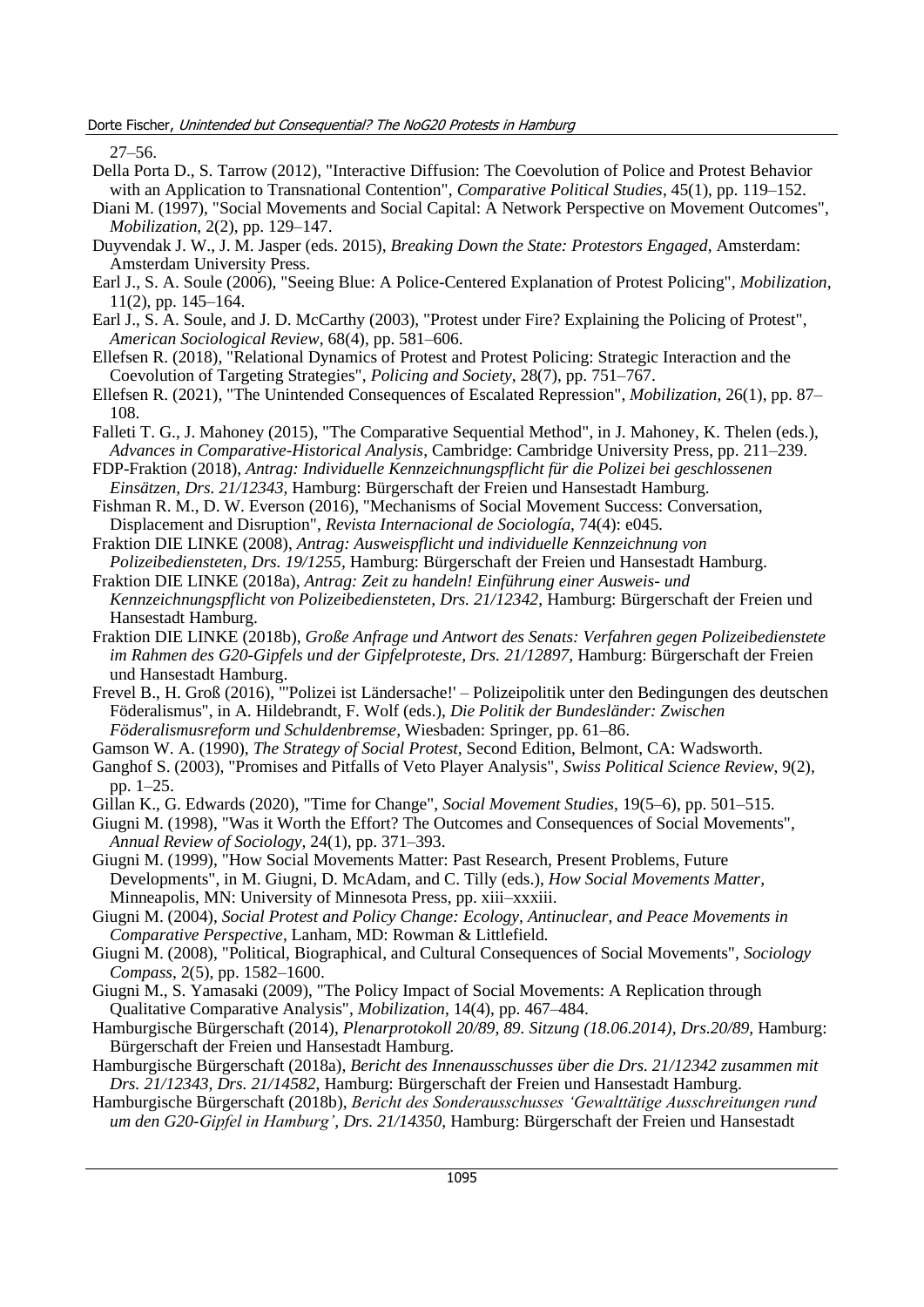27–56.

Della Porta D., S. Tarrow (2012), "Interactive Diffusion: The Coevolution of Police and Protest Behavior with an Application to Transnational Contention", *Comparative Political Studies*, 45(1), pp. 119–152.

Diani M. (1997), "Social Movements and Social Capital: A Network Perspective on Movement Outcomes", *Mobilization*, 2(2), pp. 129–147.

Duyvendak J. W., J. M. Jasper (eds. 2015), *Breaking Down the State: Protestors Engaged*, Amsterdam: Amsterdam University Press.

Earl J., S. A. Soule (2006), "Seeing Blue: A Police-Centered Explanation of Protest Policing", *Mobilization*, 11(2), pp. 145–164.

Earl J., S. A. Soule, and J. D. McCarthy (2003), "Protest under Fire? Explaining the Policing of Protest", *American Sociological Review*, 68(4), pp. 581–606.

Ellefsen R. (2018), "Relational Dynamics of Protest and Protest Policing: Strategic Interaction and the Coevolution of Targeting Strategies", *Policing and Society*, 28(7), pp. 751–767.

Ellefsen R. (2021), "The Unintended Consequences of Escalated Repression", *Mobilization*, 26(1), pp. 87–108.

Falleti T. G., J. Mahoney (2015), "The Comparative Sequential Method", in J. Mahoney, K. Thelen (eds.), *Advances in Comparative-Historical Analysis*, Cambridge: Cambridge University Press, pp. 211–239.

FDP-Fraktion (2018), *Antrag: Individuelle Kennzeichnungspflicht für die Polizei bei geschlossenen Einsätzen, Drs. 21/12343,* Hamburg: Bürgerschaft der Freien und Hansestadt Hamburg.

Fishman R. M., D. W. Everson (2016), "Mechanisms of Social Movement Success: Conversation, Displacement and Disruption", *Revista Internacional de Sociología*, 74(4): e045.

Fraktion DIE LINKE (2008), *Antrag: Ausweispflicht und individuelle Kennzeichnung von Polizeibediensteten, Drs. 19/1255*, Hamburg: Bürgerschaft der Freien und Hansestadt Hamburg.

Fraktion DIE LINKE (2018a), *Antrag: Zeit zu handeln! Einführung einer Ausweis- und Kennzeichnungspflicht von Polizeibediensteten, Drs. 21/12342*, Hamburg: Bürgerschaft der Freien und Hansestadt Hamburg.

Fraktion DIE LINKE (2018b), *Große Anfrage und Antwort des Senats: Verfahren gegen Polizeibedienstete im Rahmen des G20-Gipfels und der Gipfelproteste, Drs. 21/12897,* Hamburg: Bürgerschaft der Freien und Hansestadt Hamburg.

Frevel B., H. Groß (2016), "'Polizei ist Ländersache!' – Polizeipolitik unter den Bedingungen des deutschen Föderalismus", in A. Hildebrandt, F. Wolf (eds.), *Die Politik der Bundesländer: Zwischen Föderalismusreform und Schuldenbremse,* Wiesbaden: Springer, pp. 61–86.

Gamson W. A. (1990), *The Strategy of Social Protest*, Second Edition, Belmont, CA: Wadsworth.

Ganghof S. (2003), "Promises and Pitfalls of Veto Player Analysis", *Swiss Political Science Review*, 9(2), pp. 1–25.

Gillan K., G. Edwards (2020), "Time for Change", *Social Movement Studies*, 19(5–6), pp. 501–515.

Giugni M. (1998), "Was it Worth the Effort? The Outcomes and Consequences of Social Movements", *Annual Review of Sociology*, 24(1), pp. 371–393.

Giugni M. (1999), "How Social Movements Matter: Past Research, Present Problems, Future Developments", in M. Giugni, D. McAdam, and C. Tilly (eds.), *How Social Movements Matter,* Minneapolis, MN: University of Minnesota Press, pp. xiii–xxxiii.

Giugni M. (2004), *Social Protest and Policy Change: Ecology, Antinuclear, and Peace Movements in Comparative Perspective*, Lanham, MD: Rowman & Littlefield.

Giugni M. (2008), "Political, Biographical, and Cultural Consequences of Social Movements", *Sociology Compass*, 2(5), pp. 1582–1600.

Giugni M., S. Yamasaki (2009), "The Policy Impact of Social Movements: A Replication through Qualitative Comparative Analysis", *Mobilization*, 14(4), pp. 467–484.

Hamburgische Bürgerschaft (2014), *Plenarprotokoll 20/89, 89. Sitzung (18.06.2014), Drs.20/89,* Hamburg: Bürgerschaft der Freien und Hansestadt Hamburg.

Hamburgische Bürgerschaft (2018a), *Bericht des Innenausschusses über die Drs. 21/12342 zusammen mit Drs. 21/12343, Drs. 21/14582,* Hamburg: Bürgerschaft der Freien und Hansestadt Hamburg.

Hamburgische Bürgerschaft (2018b), *Bericht des Sonderausschusses 'Gewalttätige Ausschreitungen rund um den G20-Gipfel in Hamburg', Drs. 21/14350,* Hamburg: Bürgerschaft der Freien und Hansestadt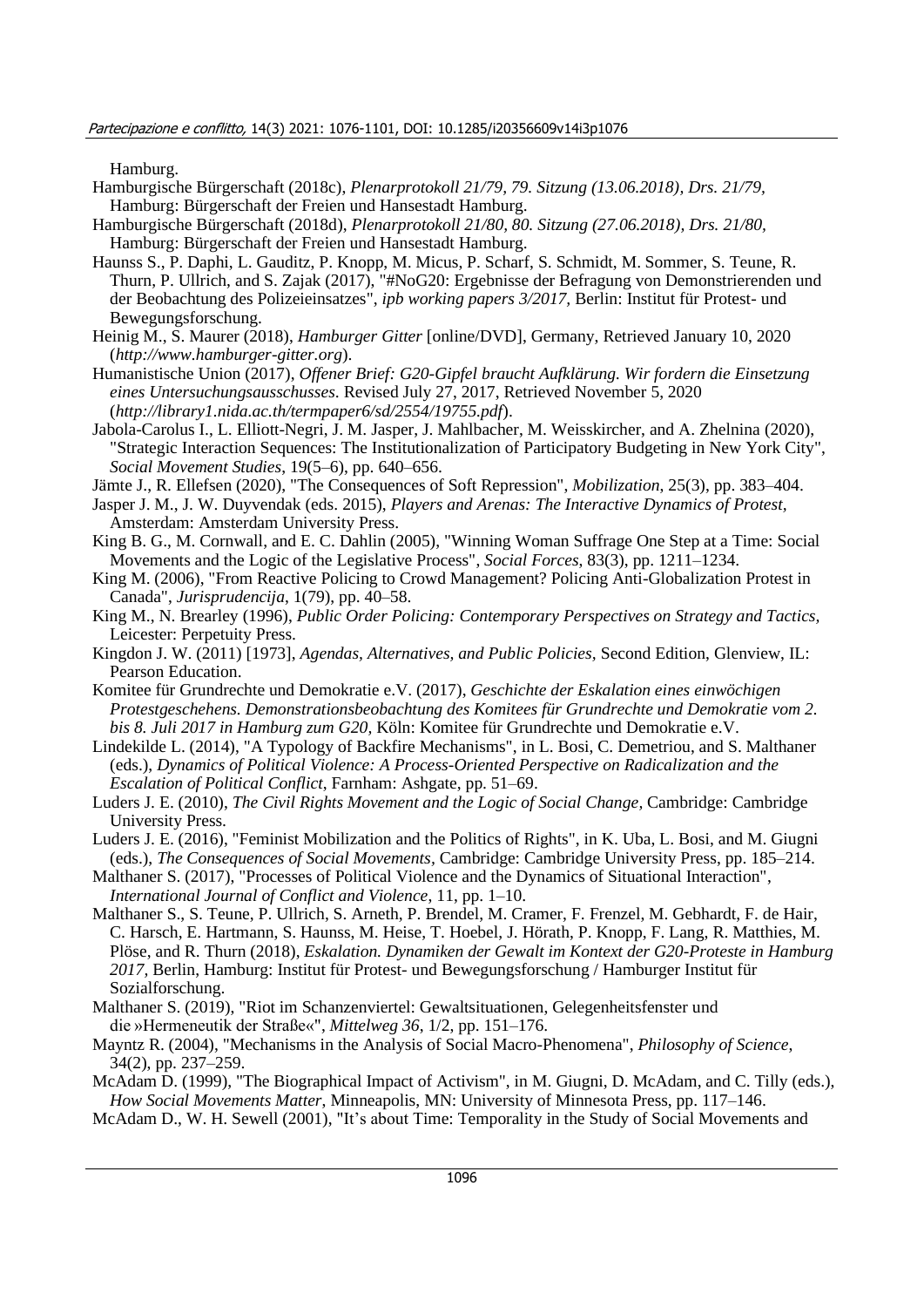Hamburg.

Hamburgische Bürgerschaft (2018c), *Plenarprotokoll 21/79, 79. Sitzung (13.06.2018), Drs. 21/79*, Hamburg: Bürgerschaft der Freien und Hansestadt Hamburg.

Hamburgische Bürgerschaft (2018d), *Plenarprotokoll 21/80, 80. Sitzung (27.06.2018), Drs. 21/80*, Hamburg: Bürgerschaft der Freien und Hansestadt Hamburg.

Haunss S., P. Daphi, L. Gauditz, P. Knopp, M. Micus, P. Scharf, S. Schmidt, M. Sommer, S. Teune, R. Thurn, P. Ullrich, and S. Zajak (2017), "#NoG20: Ergebnisse der Befragung von Demonstrierenden und der Beobachtung des Polizeieinsatzes", *ipb working papers 3/2017*, Berlin: Institut für Protest- und Bewegungsforschung.

Heinig M., S. Maurer (2018), *Hamburger Gitter* [online/DVD], Germany, Retrieved January 10, 2020 (*http://www.hamburger-gitter.org*).

Humanistische Union (2017), *Offener Brief: G20-Gipfel braucht Aufklärung. Wir fordern die Einsetzung eines Untersuchungsausschusses*. Revised July 27, 2017, Retrieved November 5, 2020 (*http://library1.nida.ac.th/termpaper6/sd/2554/19755.pdf*).

Jabola-Carolus I., L. Elliott-Negri, J. M. Jasper, J. Mahlbacher, M. Weisskircher, and A. Zhelnina (2020), "Strategic Interaction Sequences: The Institutionalization of Participatory Budgeting in New York City", *Social Movement Studies*, 19(5–6), pp. 640–656.

Jämte J., R. Ellefsen (2020), "The Consequences of Soft Repression", *Mobilization*, 25(3), pp. 383–404.

Jasper J. M., J. W. Duyvendak (eds. 2015), *Players and Arenas: The Interactive Dynamics of Protest*, Amsterdam: Amsterdam University Press.

King B. G., M. Cornwall, and E. C. Dahlin (2005), "Winning Woman Suffrage One Step at a Time: Social Movements and the Logic of the Legislative Process", *Social Forces*, 83(3), pp. 1211–1234.

King M. (2006), "From Reactive Policing to Crowd Management? Policing Anti-Globalization Protest in Canada", *Jurisprudencija*, 1(79), pp. 40–58.

King M., N. Brearley (1996), *Public Order Policing: Contemporary Perspectives on Strategy and Tactics*, Leicester: Perpetuity Press.

Kingdon J. W. (2011) [1973], *Agendas, Alternatives, and Public Policies*, Second Edition, Glenview, IL: Pearson Education.

Komitee für Grundrechte und Demokratie e.V. (2017), *Geschichte der Eskalation eines einwöchigen Protestgeschehens. Demonstrationsbeobachtung des Komitees für Grundrechte und Demokratie vom 2. bis 8. Juli 2017 in Hamburg zum G20*, Köln: Komitee für Grundrechte und Demokratie e.V.

Lindekilde L. (2014), "A Typology of Backfire Mechanisms", in L. Bosi, C. Demetriou, and S. Malthaner (eds.), *Dynamics of Political Violence: A Process-Oriented Perspective on Radicalization and the Escalation of Political Conflict*, Farnham: Ashgate, pp. 51–69.

Luders J. E. (2010), *The Civil Rights Movement and the Logic of Social Change*, Cambridge: Cambridge University Press.

Luders J. E. (2016), "Feminist Mobilization and the Politics of Rights", in K. Uba, L. Bosi, and M. Giugni (eds.), *The Consequences of Social Movements*, Cambridge: Cambridge University Press, pp. 185–214.

Malthaner S. (2017), "Processes of Political Violence and the Dynamics of Situational Interaction", *International Journal of Conflict and Violence*, 11, pp. 1–10.

Malthaner S., S. Teune, P. Ullrich, S. Arneth, P. Brendel, M. Cramer, F. Frenzel, M. Gebhardt, F. de Hair, C. Harsch, E. Hartmann, S. Haunss, M. Heise, T. Hoebel, J. Hörath, P. Knopp, F. Lang, R. Matthies, M. Plöse, and R. Thurn (2018), *Eskalation. Dynamiken der Gewalt im Kontext der G20-Proteste in Hamburg 2017*, Berlin, Hamburg: Institut für Protest- und Bewegungsforschung / Hamburger Institut für Sozialforschung.

Malthaner S. (2019), "Riot im Schanzenviertel: Gewaltsituationen, Gelegenheitsfenster und die »Hermeneutik der Straße«", *Mittelweg 36*, 1/2, pp. 151–176.

Mayntz R. (2004), "Mechanisms in the Analysis of Social Macro-Phenomena", *Philosophy of Science*, 34(2), pp. 237–259.

McAdam D. (1999), "The Biographical Impact of Activism", in M. Giugni, D. McAdam, and C. Tilly (eds.), *How Social Movements Matter*, Minneapolis, MN: University of Minnesota Press, pp. 117–146.

McAdam D., W. H. Sewell (2001), "It's about Time: Temporality in the Study of Social Movements and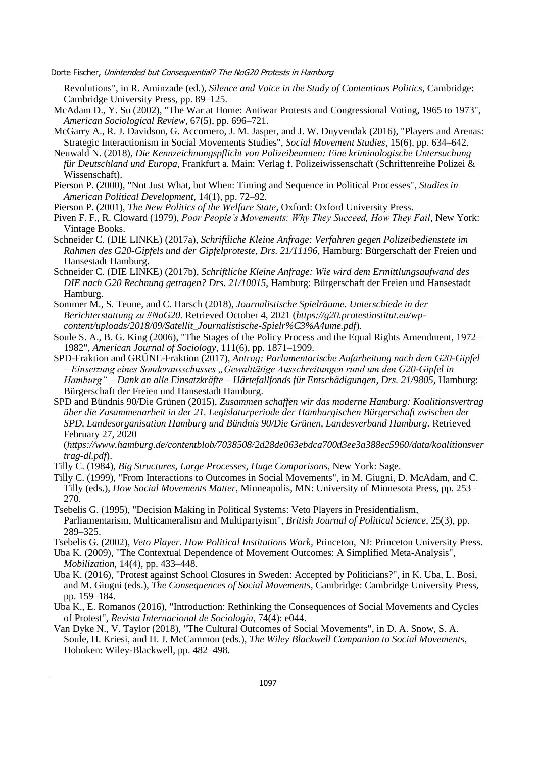Revolutions", in R. Aminzade (ed.), *Silence and Voice in the Study of Contentious Politics*, Cambridge: Cambridge University Press, pp. 89–125.

McAdam D., Y. Su (2002), "The War at Home: Antiwar Protests and Congressional Voting, 1965 to 1973", *American Sociological Review*, 67(5), pp. 696–721.

McGarry A., R. J. Davidson, G. Accornero, J. M. Jasper, and J. W. Duyvendak (2016), "Players and Arenas: Strategic Interactionism in Social Movements Studies", *Social Movement Studies*, 15(6), pp. 634–642.

Neuwald N. (2018), *Die Kennzeichnungspflicht von Polizeibeamten: Eine kriminologische Untersuchung für Deutschland und Europa*, Frankfurt a. Main: Verlag f. Polizeiwissenschaft (Schriftenreihe Polizei & Wissenschaft).

Pierson P. (2000), "Not Just What, but When: Timing and Sequence in Political Processes", *Studies in American Political Development*, 14(1), pp. 72–92.

Pierson P. (2001), *The New Politics of the Welfare State*, Oxford: Oxford University Press.

Piven F. F., R. Cloward (1979), *Poor People's Movements: Why They Succeed, How They Fail*, New York: Vintage Books.

Schneider C. (DIE LINKE) (2017a), *Schriftliche Kleine Anfrage: Verfahren gegen Polizeibedienstete im Rahmen des G20-Gipfels und der Gipfelproteste, Drs. 21/11196*, Hamburg: Bürgerschaft der Freien und Hansestadt Hamburg.

Schneider C. (DIE LINKE) (2017b), *Schriftliche Kleine Anfrage: Wie wird dem Ermittlungsaufwand des DIE nach G20 Rechnung getragen? Drs. 21/10015*, Hamburg: Bürgerschaft der Freien und Hansestadt Hamburg.

Sommer M., S. Teune, and C. Harsch (2018), *Journalistische Spielräume. Unterschiede in der Berichterstattung zu #NoG20.* Retrieved October 4, 2021 (*https://g20.protestinstitut.eu/wp-content/uploads/2018/09/Satellit_Journalistische-Spielr%C3%A4ume.pdf*).

Soule S. A., B. G. King (2006), "The Stages of the Policy Process and the Equal Rights Amendment, 1972–1982", *American Journal of Sociology*, 111(6), pp. 1871–1909.

SPD-Fraktion and GRÜNE-Fraktion (2017), *Antrag: Parlamentarische Aufarbeitung nach dem G20-Gipfel – Einsetzung eines Sonderausschusses „Gewalttätige Ausschreitungen rund um den G20-Gipfel in Hamburg" – Dank an alle Einsatzkräfte – Härtefallfonds für Entschädigungen, Drs. 21/9805*, Hamburg: Bürgerschaft der Freien und Hansestadt Hamburg.

SPD and Bündnis 90/Die Grünen (2015), *Zusammen schaffen wir das moderne Hamburg: Koalitionsvertrag über die Zusammenarbeit in der 21. Legislaturperiode der Hamburgischen Bürgerschaft zwischen der SPD, Landesorganisation Hamburg und Bündnis 90/Die Grünen, Landesverband Hamburg*. Retrieved February 27, 2020 (*https://www.hamburg.de/contentblob/7038508/2d28de063ebdca700d3ee3a388ec5960/data/koalitionsvertrag-dl.pdf*).

Tilly C. (1984), *Big Structures, Large Processes, Huge Comparisons*, New York: Sage.

Tilly C. (1999), "From Interactions to Outcomes in Social Movements", in M. Giugni, D. McAdam, and C. Tilly (eds.), *How Social Movements Matter*, Minneapolis, MN: University of Minnesota Press, pp. 253–270.

Tsebelis G. (1995), "Decision Making in Political Systems: Veto Players in Presidentialism, Parliamentarism, Multicameralism and Multipartyism", *British Journal of Political Science*, 25(3), pp. 289–325.

Tsebelis G. (2002), *Veto Player. How Political Institutions Work*, Princeton, NJ: Princeton University Press.

Uba K. (2009), "The Contextual Dependence of Movement Outcomes: A Simplified Meta-Analysis", *Mobilization*, 14(4), pp. 433–448.

Uba K. (2016), "Protest against School Closures in Sweden: Accepted by Politicians?", in K. Uba, L. Bosi, and M. Giugni (eds.), *The Consequences of Social Movements*, Cambridge: Cambridge University Press, pp. 159–184.

Uba K., E. Romanos (2016), "Introduction: Rethinking the Consequences of Social Movements and Cycles of Protest", *Revista Internacional de Sociología*, 74(4): e044.

Van Dyke N., V. Taylor (2018), "The Cultural Outcomes of Social Movements", in D. A. Snow, S. A. Soule, H. Kriesi, and H. J. McCammon (eds.), *The Wiley Blackwell Companion to Social Movements*, Hoboken: Wiley-Blackwell, pp. 482–498.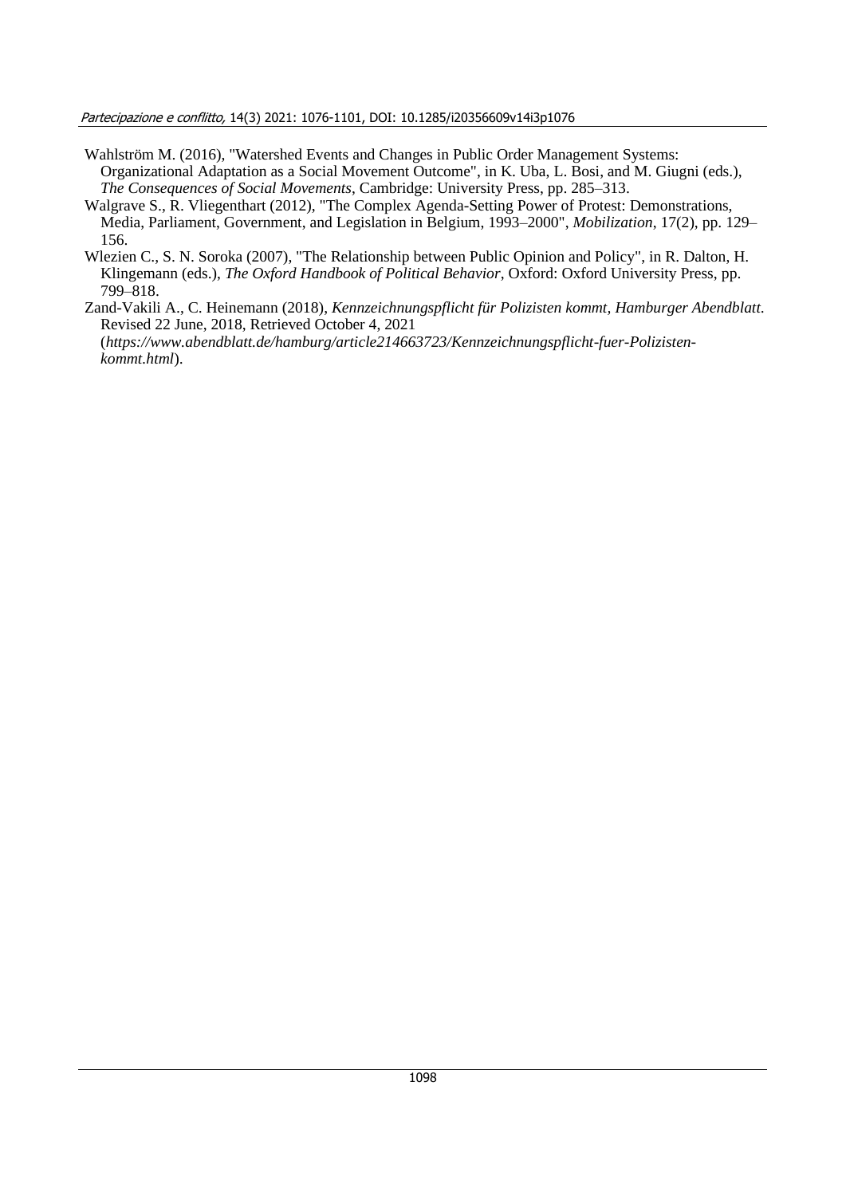Wahlström M. (2016), "Watershed Events and Changes in Public Order Management Systems: Organizational Adaptation as a Social Movement Outcome", in K. Uba, L. Bosi, and M. Giugni (eds.), *The Consequences of Social Movements*, Cambridge: University Press, pp. 285–313.

Walgrave S., R. Vliegenthart (2012), "The Complex Agenda-Setting Power of Protest: Demonstrations, Media, Parliament, Government, and Legislation in Belgium, 1993–2000", *Mobilization*, 17(2), pp. 129–156.

Wlezien C., S. N. Soroka (2007), "The Relationship between Public Opinion and Policy", in R. Dalton, H. Klingemann (eds.), *The Oxford Handbook of Political Behavior*, Oxford: Oxford University Press, pp. 799–818.

Zand-Vakili A., C. Heinemann (2018), *Kennzeichnungspflicht für Polizisten kommt, Hamburger Abendblatt.* Revised 22 June, 2018, Retrieved October 4, 2021 (*https://www.abendblatt.de/hamburg/article214663723/Kennzeichnungspflicht-fuer-Polizisten-kommt.html*).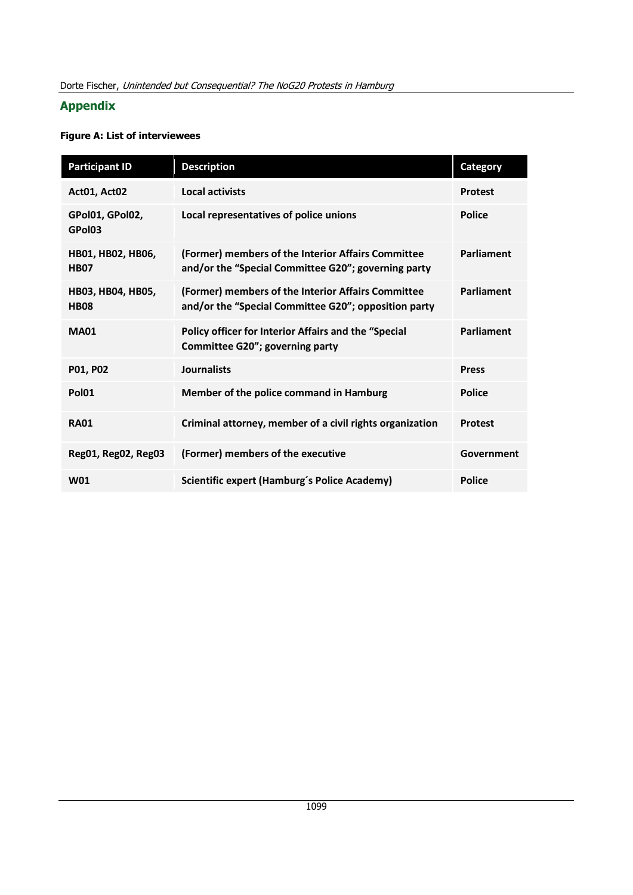## Appendix

**Figure A: List of interviewees**

| Participant ID | Description | Category |
|---|---|---|
| **Act01, Act02** | **Local activists** | **Protest** |
| **GPol01, GPol02, GPol03** | **Local representatives of police unions** | **Police** |
| **HB01, HB02, HB06, HB07** | **(Former) members of the Interior Affairs Committee and/or the "Special Committee G20"; governing party** | **Parliament** |
| **HB03, HB04, HB05, HB08** | **(Former) members of the Interior Affairs Committee and/or the "Special Committee G20"; opposition party** | **Parliament** |
| **MA01** | **Policy officer for Interior Affairs and the "Special Committee G20"; governing party** | **Parliament** |
| **P01, P02** | **Journalists** | **Press** |
| **Pol01** | **Member of the police command in Hamburg** | **Police** |
| **RA01** | **Criminal attorney, member of a civil rights organization** | **Protest** |
| **Reg01, Reg02, Reg03** | **(Former) members of the executive** | **Government** |
| **W01** | **Scientific expert (Hamburg´s Police Academy)** | **Police** |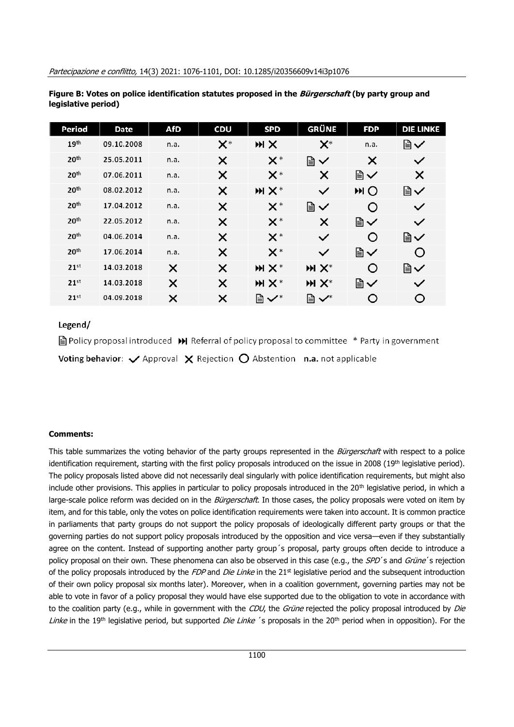**Figure B: Votes on police identification statutes proposed in the *Bürgerschaft* (by party group and legislative period)**

| Period | Date | AfD | CDU | SPD | GRÜNE | FDP | DIE LINKE |
|---|---|---|---|---|---|---|---|
| 19th | 09.10.2008 | n.a. | ✗* | ⏭ ✗ | ✗* | n.a. | 🗎 ✓ |
| 20th | 25.05.2011 | n.a. | ✗ | ✗* | 🗎 ✓ | ✗ | ✓ |
| 20th | 07.06.2011 | n.a. | ✗ | ✗* | ✗ | 🗎 ✓ | ✗ |
| 20th | 08.02.2012 | n.a. | ✗ | ⏭ ✗* | ✓ | ⏭ ○ | 🗎 ✓ |
| 20th | 17.04.2012 | n.a. | ✗ | ✗* | 🗎 ✓ | ○ | ✓ |
| 20th | 22.05.2012 | n.a. | ✗ | ✗* | ✗ | 🗎 ✓ | ✓ |
| 20th | 04.06.2014 | n.a. | ✗ | ✗* | ✓ | ○ | 🗎 ✓ |
| 20th | 17.06.2014 | n.a. | ✗ | ✗* | ✓ | 🗎 ✓ | ○ |
| 21st | 14.03.2018 | ✗ | ✗ | ⏭ ✗* | ⏭ ✗* | ○ | 🗎 ✓ |
| 21st | 14.03.2018 | ✗ | ✗ | ⏭ ✗* | ⏭ ✗* | 🗎 ✓ | ✓ |
| 21st | 04.09.2018 | ✗ | ✗ | 🗎 ✓* | 🗎 ✓* | ○ | ○ |

Legend/

🗎 Policy proposal introduced ⏭ Referral of policy proposal to committee * Party in government

**Voting behavior:** ✓ Approval ✗ Rejection ○ Abstention **n.a.** not applicable

**Comments:**

This table summarizes the voting behavior of the party groups represented in the *Bürgerschaft* with respect to a police identification requirement, starting with the first policy proposals introduced on the issue in 2008 (19th legislative period). The policy proposals listed above did not necessarily deal singularly with police identification requirements, but might also include other provisions. This applies in particular to policy proposals introduced in the 20th legislative period, in which a large-scale police reform was decided on in the *Bürgerschaft*. In those cases, the policy proposals were voted on item by item, and for this table, only the votes on police identification requirements were taken into account. It is common practice in parliaments that party groups do not support the policy proposals of ideologically different party groups or that the governing parties do not support policy proposals introduced by the opposition and vice versa—even if they substantially agree on the content. Instead of supporting another party group´s proposal, party groups often decide to introduce a policy proposal on their own. These phenomena can also be observed in this case (e.g., the *SPD*´s and *Grüne*´s rejection of the policy proposals introduced by the *FDP* and *Die Linke* in the 21st legislative period and the subsequent introduction of their own policy proposal six months later). Moreover, when in a coalition government, governing parties may not be able to vote in favor of a policy proposal they would have else supported due to the obligation to vote in accordance with to the coalition party (e.g., while in government with the *CDU*, the *Grüne* rejected the policy proposal introduced by *Die Linke* in the 19th legislative period, but supported *Die Linke* ´s proposals in the 20th period when in opposition). For the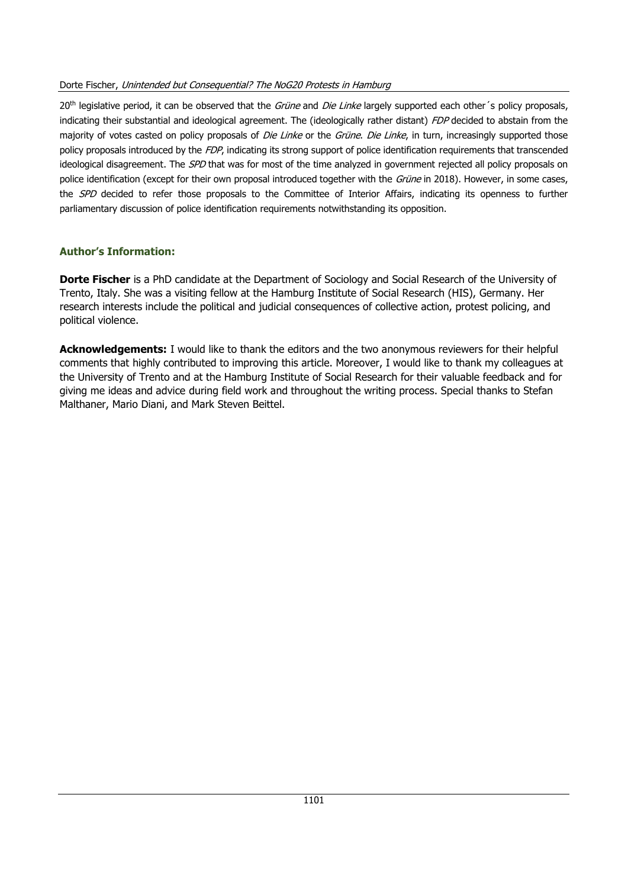20th legislative period, it can be observed that the *Grüne* and *Die Linke* largely supported each other´s policy proposals, indicating their substantial and ideological agreement. The (ideologically rather distant) *FDP* decided to abstain from the majority of votes casted on policy proposals of *Die Linke* or the *Grüne*. *Die Linke*, in turn, increasingly supported those policy proposals introduced by the *FDP*, indicating its strong support of police identification requirements that transcended ideological disagreement. The *SPD* that was for most of the time analyzed in government rejected all policy proposals on police identification (except for their own proposal introduced together with the *Grüne* in 2018). However, in some cases, the *SPD* decided to refer those proposals to the Committee of Interior Affairs, indicating its openness to further parliamentary discussion of police identification requirements notwithstanding its opposition.

### Author's Information:

**Dorte Fischer** is a PhD candidate at the Department of Sociology and Social Research of the University of Trento, Italy. She was a visiting fellow at the Hamburg Institute of Social Research (HIS), Germany. Her research interests include the political and judicial consequences of collective action, protest policing, and political violence.

**Acknowledgements:** I would like to thank the editors and the two anonymous reviewers for their helpful comments that highly contributed to improving this article. Moreover, I would like to thank my colleagues at the University of Trento and at the Hamburg Institute of Social Research for their valuable feedback and for giving me ideas and advice during field work and throughout the writing process. Special thanks to Stefan Malthaner, Mario Diani, and Mark Steven Beittel.